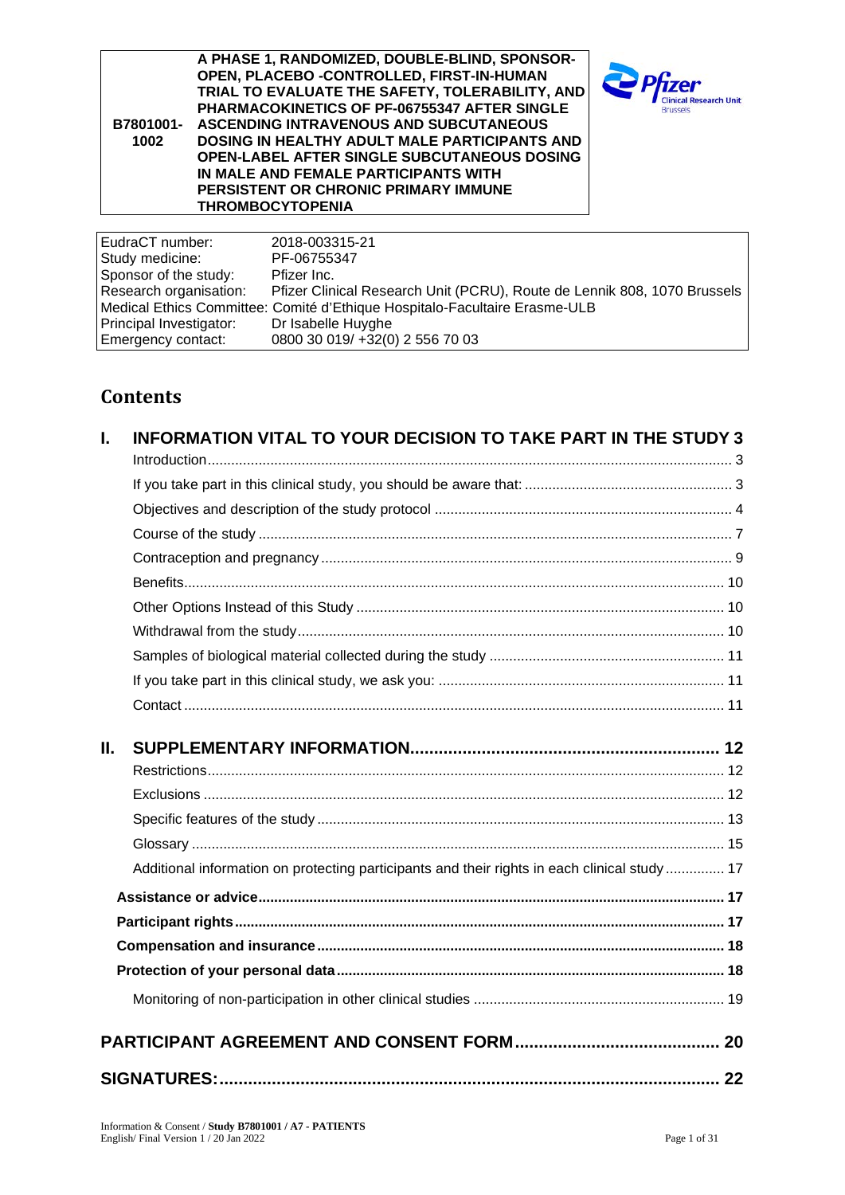| B7801001-1002 | A PHASE 1, RANDOMIZED, DOUBLE-BLIND, SPONSOR-OPEN, PLACEBO -CONTROLLED, FIRST-IN-HUMAN TRIAL TO EVALUATE THE SAFETY, TOLERABILITY, AND PHARMACOKINETICS OF PF-06755347 AFTER SINGLE ASCENDING INTRAVENOUS AND SUBCUTANEOUS DOSING IN HEALTHY ADULT MALE PARTICIPANTS AND OPEN-LABEL AFTER SINGLE SUBCUTANEOUS DOSING IN MALE AND FEMALE PARTICIPANTS WITH PERSISTENT OR CHRONIC PRIMARY IMMUNE THROMBOCYTOPENIA |
|---|---|

| | |
|---|---|
| EudraCT number: | 2018-003315-21 |
| Study medicine: | PF-06755347 |
| Sponsor of the study: | Pfizer Inc. |
| Research organisation: | Pfizer Clinical Research Unit (PCRU), Route de Lennik 808, 1070 Brussels |
| Medical Ethics Committee: | Comité d'Ethique Hospitalo-Facultaire Erasme-ULB |
| Principal Investigator: | Dr Isabelle Huyghe |
| Emergency contact: | 0800 30 019/ +32(0) 2 556 70 03 |

# Contents

**I. INFORMATION VITAL TO YOUR DECISION TO TAKE PART IN THE STUDY** 3

- Introduction 3
- If you take part in this clinical study, you should be aware that: 3
- Objectives and description of the study protocol 4
- Course of the study 7
- Contraception and pregnancy 9
- Benefits 10
- Other Options Instead of this Study 10
- Withdrawal from the study 10
- Samples of biological material collected during the study 11
- If you take part in this clinical study, we ask you: 11
- Contact 11

**II. SUPPLEMENTARY INFORMATION** 12

- Restrictions 12
- Exclusions 12
- Specific features of the study 13
- Glossary 15
- Additional information on protecting participants and their rights in each clinical study 17
- **Assistance or advice** 17
- **Participant rights** 17
- **Compensation and insurance** 18
- **Protection of your personal data** 18
- Monitoring of non-participation in other clinical studies 19

**PARTICIPANT AGREEMENT AND CONSENT FORM** 20

**SIGNATURES:** 22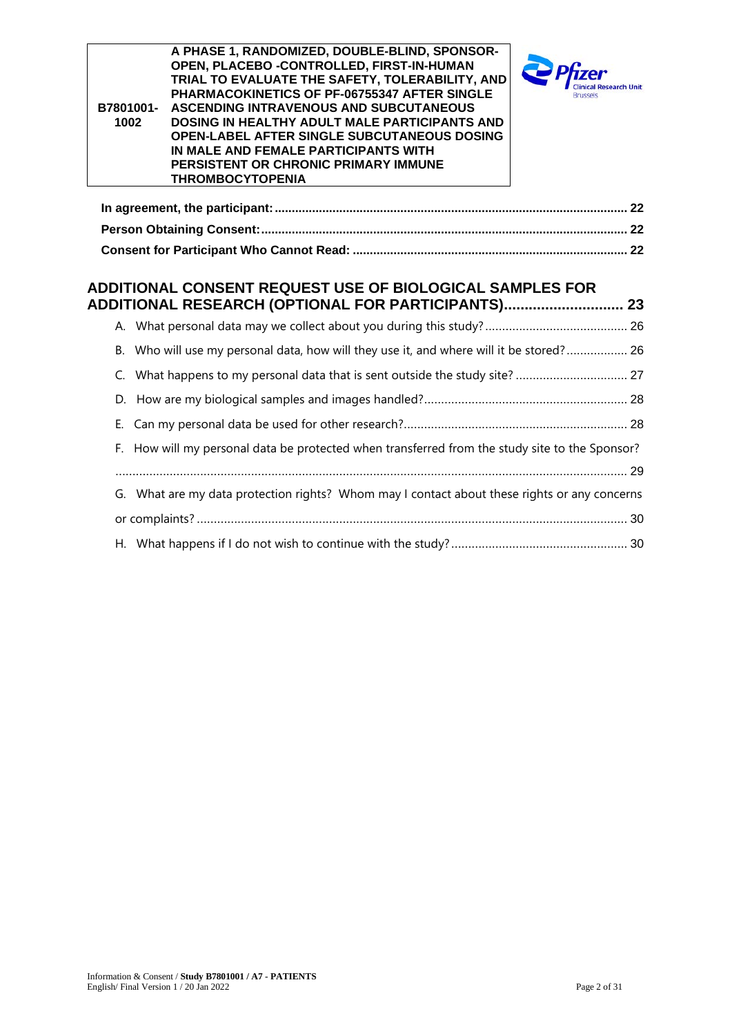In agreement, the participant: ........................................................ 22

Person Obtaining Consent: ........................................................ 22

Consent for Participant Who Cannot Read: ........................................................ 22

**ADDITIONAL CONSENT REQUEST USE OF BIOLOGICAL SAMPLES FOR ADDITIONAL RESEARCH (OPTIONAL FOR PARTICIPANTS)........................ 23**

A. What personal data may we collect about you during this study? ........................................ 26

B. Who will use my personal data, how will they use it, and where will it be stored? ................. 26

C. What happens to my personal data that is sent outside the study site? ................................ 27

D. How are my biological samples and images handled? ........................................................ 28

E. Can my personal data be used for other research? ........................................................ 28

F. How will my personal data be protected when transferred from the study site to the Sponsor? ........................................................ 29

G. What are my data protection rights? Whom may I contact about these rights or any concerns or complaints? ........................................................ 30

H. What happens if I do not wish to continue with the study? ........................................................ 30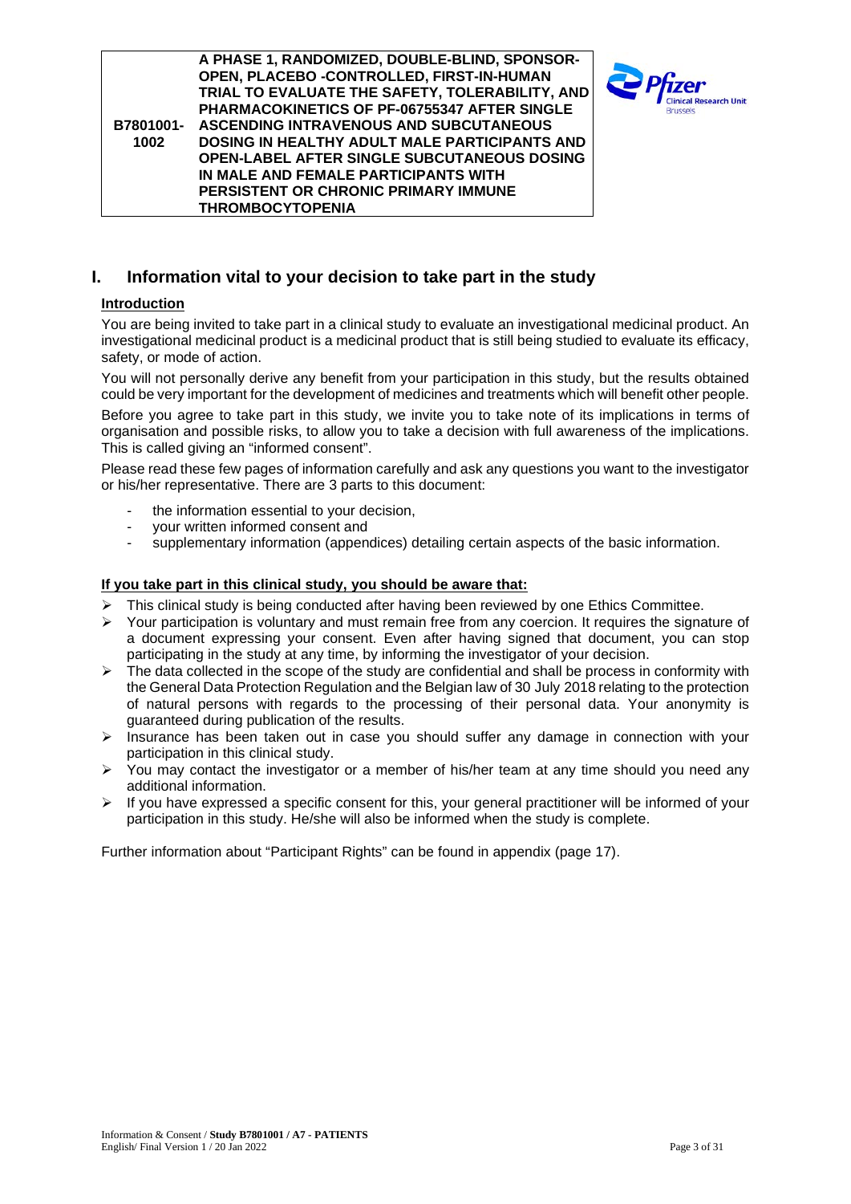| B7801001-1002 | A PHASE 1, RANDOMIZED, DOUBLE-BLIND, SPONSOR-OPEN, PLACEBO -CONTROLLED, FIRST-IN-HUMAN TRIAL TO EVALUATE THE SAFETY, TOLERABILITY, AND PHARMACOKINETICS OF PF-06755347 AFTER SINGLE ASCENDING INTRAVENOUS AND SUBCUTANEOUS DOSING IN HEALTHY ADULT MALE PARTICIPANTS AND OPEN-LABEL AFTER SINGLE SUBCUTANEOUS DOSING IN MALE AND FEMALE PARTICIPANTS WITH PERSISTENT OR CHRONIC PRIMARY IMMUNE THROMBOCYTOPENIA |
|---|---|

# I. Information vital to your decision to take part in the study

## Introduction

You are being invited to take part in a clinical study to evaluate an investigational medicinal product. An investigational medicinal product is a medicinal product that is still being studied to evaluate its efficacy, safety, or mode of action.

You will not personally derive any benefit from your participation in this study, but the results obtained could be very important for the development of medicines and treatments which will benefit other people.

Before you agree to take part in this study, we invite you to take note of its implications in terms of organisation and possible risks, to allow you to take a decision with full awareness of the implications. This is called giving an "informed consent".

Please read these few pages of information carefully and ask any questions you want to the investigator or his/her representative. There are 3 parts to this document:

- the information essential to your decision,
- your written informed consent and
- supplementary information (appendices) detailing certain aspects of the basic information.

## If you take part in this clinical study, you should be aware that:

- This clinical study is being conducted after having been reviewed by one Ethics Committee.
- Your participation is voluntary and must remain free from any coercion. It requires the signature of a document expressing your consent. Even after having signed that document, you can stop participating in the study at any time, by informing the investigator of your decision.
- The data collected in the scope of the study are confidential and shall be process in conformity with the General Data Protection Regulation and the Belgian law of 30 July 2018 relating to the protection of natural persons with regards to the processing of their personal data. Your anonymity is guaranteed during publication of the results.
- Insurance has been taken out in case you should suffer any damage in connection with your participation in this clinical study.
- You may contact the investigator or a member of his/her team at any time should you need any additional information.
- If you have expressed a specific consent for this, your general practitioner will be informed of your participation in this study. He/she will also be informed when the study is complete.

Further information about "Participant Rights" can be found in appendix (page 17).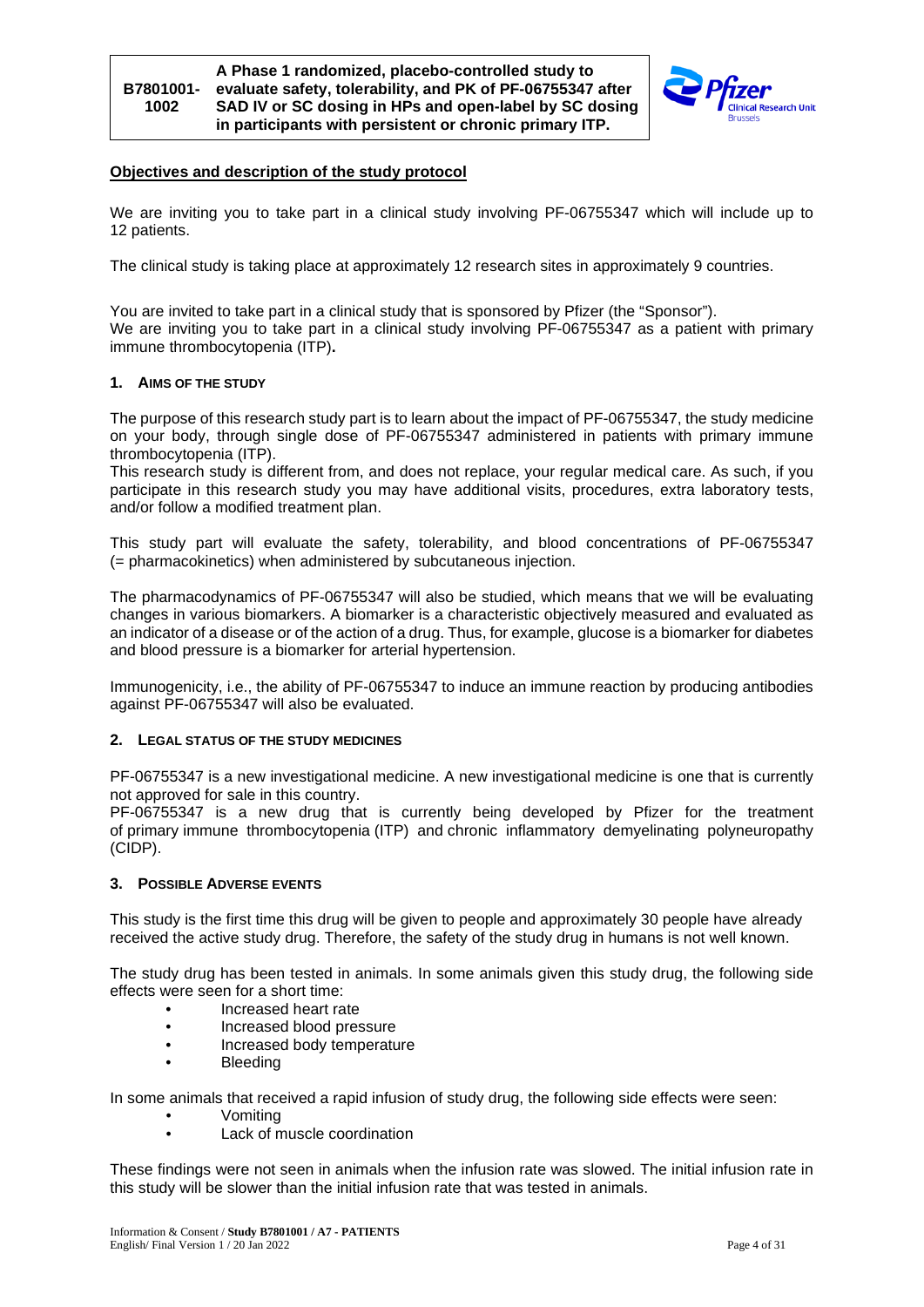## Objectives and description of the study protocol

We are inviting you to take part in a clinical study involving PF-06755347 which will include up to 12 patients.

The clinical study is taking place at approximately 12 research sites in approximately 9 countries.

You are invited to take part in a clinical study that is sponsored by Pfizer (the "Sponsor").
We are inviting you to take part in a clinical study involving PF-06755347 as a patient with primary immune thrombocytopenia (ITP)**.**

### 1. Aims of the study

The purpose of this research study part is to learn about the impact of PF-06755347, the study medicine on your body, through single dose of PF-06755347 administered in patients with primary immune thrombocytopenia (ITP).
This research study is different from, and does not replace, your regular medical care. As such, if you participate in this research study you may have additional visits, procedures, extra laboratory tests, and/or follow a modified treatment plan.

This study part will evaluate the safety, tolerability, and blood concentrations of PF-06755347 (= pharmacokinetics) when administered by subcutaneous injection.

The pharmacodynamics of PF-06755347 will also be studied, which means that we will be evaluating changes in various biomarkers. A biomarker is a characteristic objectively measured and evaluated as an indicator of a disease or of the action of a drug. Thus, for example, glucose is a biomarker for diabetes and blood pressure is a biomarker for arterial hypertension.

Immunogenicity, i.e., the ability of PF-06755347 to induce an immune reaction by producing antibodies against PF-06755347 will also be evaluated.

### 2. Legal status of the study medicines

PF-06755347 is a new investigational medicine. A new investigational medicine is one that is currently not approved for sale in this country.
PF-06755347 is a new drug that is currently being developed by Pfizer for the treatment of primary immune thrombocytopenia (ITP) and chronic inflammatory demyelinating polyneuropathy (CIDP).

### 3. Possible adverse events

This study is the first time this drug will be given to people and approximately 30 people have already received the active study drug. Therefore, the safety of the study drug in humans is not well known.

The study drug has been tested in animals. In some animals given this study drug, the following side effects were seen for a short time:

- Increased heart rate
- Increased blood pressure
- Increased body temperature
- Bleeding

In some animals that received a rapid infusion of study drug, the following side effects were seen:

- Vomiting
- Lack of muscle coordination

These findings were not seen in animals when the infusion rate was slowed. The initial infusion rate in this study will be slower than the initial infusion rate that was tested in animals.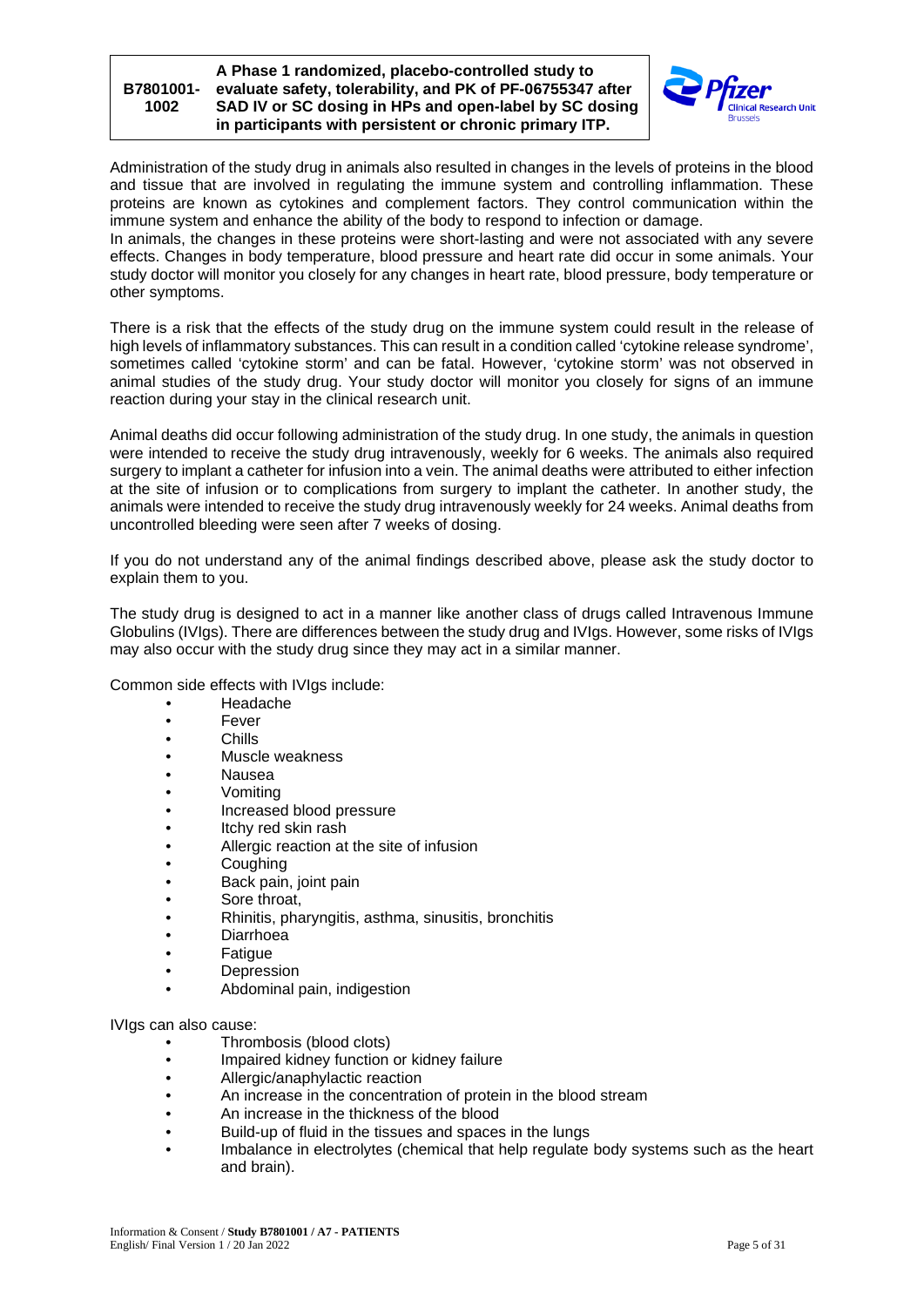Administration of the study drug in animals also resulted in changes in the levels of proteins in the blood and tissue that are involved in regulating the immune system and controlling inflammation. These proteins are known as cytokines and complement factors. They control communication within the immune system and enhance the ability of the body to respond to infection or damage.
In animals, the changes in these proteins were short-lasting and were not associated with any severe effects. Changes in body temperature, blood pressure and heart rate did occur in some animals. Your study doctor will monitor you closely for any changes in heart rate, blood pressure, body temperature or other symptoms.

There is a risk that the effects of the study drug on the immune system could result in the release of high levels of inflammatory substances. This can result in a condition called 'cytokine release syndrome', sometimes called 'cytokine storm' and can be fatal. However, 'cytokine storm' was not observed in animal studies of the study drug. Your study doctor will monitor you closely for signs of an immune reaction during your stay in the clinical research unit.

Animal deaths did occur following administration of the study drug. In one study, the animals in question were intended to receive the study drug intravenously, weekly for 6 weeks. The animals also required surgery to implant a catheter for infusion into a vein. The animal deaths were attributed to either infection at the site of infusion or to complications from surgery to implant the catheter. In another study, the animals were intended to receive the study drug intravenously weekly for 24 weeks. Animal deaths from uncontrolled bleeding were seen after 7 weeks of dosing.

If you do not understand any of the animal findings described above, please ask the study doctor to explain them to you.

The study drug is designed to act in a manner like another class of drugs called Intravenous Immune Globulins (IVIgs). There are differences between the study drug and IVIgs. However, some risks of IVIgs may also occur with the study drug since they may act in a similar manner.

Common side effects with IVIgs include:

- Headache
- Fever
- Chills
- Muscle weakness
- Nausea
- Vomiting
- Increased blood pressure
- Itchy red skin rash
- Allergic reaction at the site of infusion
- Coughing
- Back pain, joint pain
- Sore throat,
- Rhinitis, pharyngitis, asthma, sinusitis, bronchitis
- Diarrhoea
- Fatigue
- Depression
- Abdominal pain, indigestion

IVIgs can also cause:

- Thrombosis (blood clots)
- Impaired kidney function or kidney failure
- Allergic/anaphylactic reaction
- An increase in the concentration of protein in the blood stream
- An increase in the thickness of the blood
- Build-up of fluid in the tissues and spaces in the lungs
- Imbalance in electrolytes (chemical that help regulate body systems such as the heart and brain).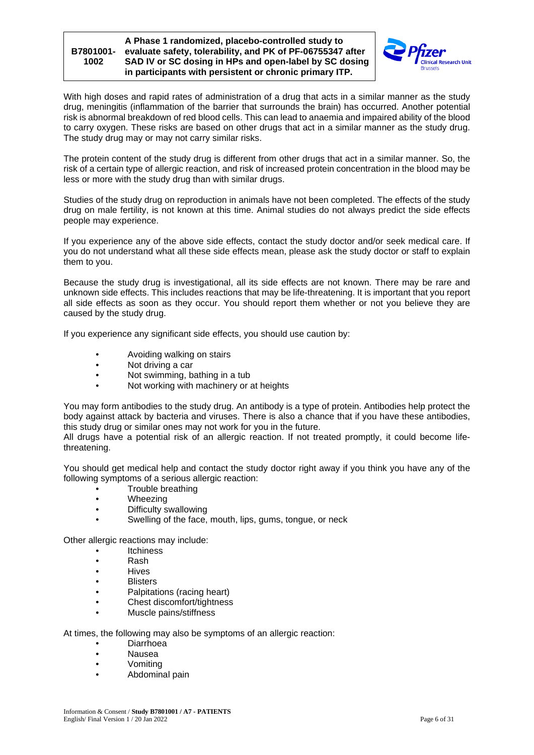With high doses and rapid rates of administration of a drug that acts in a similar manner as the study drug, meningitis (inflammation of the barrier that surrounds the brain) has occurred. Another potential risk is abnormal breakdown of red blood cells. This can lead to anaemia and impaired ability of the blood to carry oxygen. These risks are based on other drugs that act in a similar manner as the study drug. The study drug may or may not carry similar risks.

The protein content of the study drug is different from other drugs that act in a similar manner. So, the risk of a certain type of allergic reaction, and risk of increased protein concentration in the blood may be less or more with the study drug than with similar drugs.

Studies of the study drug on reproduction in animals have not been completed. The effects of the study drug on male fertility, is not known at this time. Animal studies do not always predict the side effects people may experience.

If you experience any of the above side effects, contact the study doctor and/or seek medical care. If you do not understand what all these side effects mean, please ask the study doctor or staff to explain them to you.

Because the study drug is investigational, all its side effects are not known. There may be rare and unknown side effects. This includes reactions that may be life-threatening. It is important that you report all side effects as soon as they occur. You should report them whether or not you believe they are caused by the study drug.

If you experience any significant side effects, you should use caution by:

- Avoiding walking on stairs
- Not driving a car
- Not swimming, bathing in a tub
- Not working with machinery or at heights

You may form antibodies to the study drug. An antibody is a type of protein. Antibodies help protect the body against attack by bacteria and viruses. There is also a chance that if you have these antibodies, this study drug or similar ones may not work for you in the future.
All drugs have a potential risk of an allergic reaction. If not treated promptly, it could become life-threatening.

You should get medical help and contact the study doctor right away if you think you have any of the following symptoms of a serious allergic reaction:

- Trouble breathing
- Wheezing
- Difficulty swallowing
- Swelling of the face, mouth, lips, gums, tongue, or neck

Other allergic reactions may include:

- Itchiness
- Rash
- Hives
- Blisters
- Palpitations (racing heart)
- Chest discomfort/tightness
- Muscle pains/stiffness

At times, the following may also be symptoms of an allergic reaction:

- Diarrhoea
- Nausea
- Vomiting
- Abdominal pain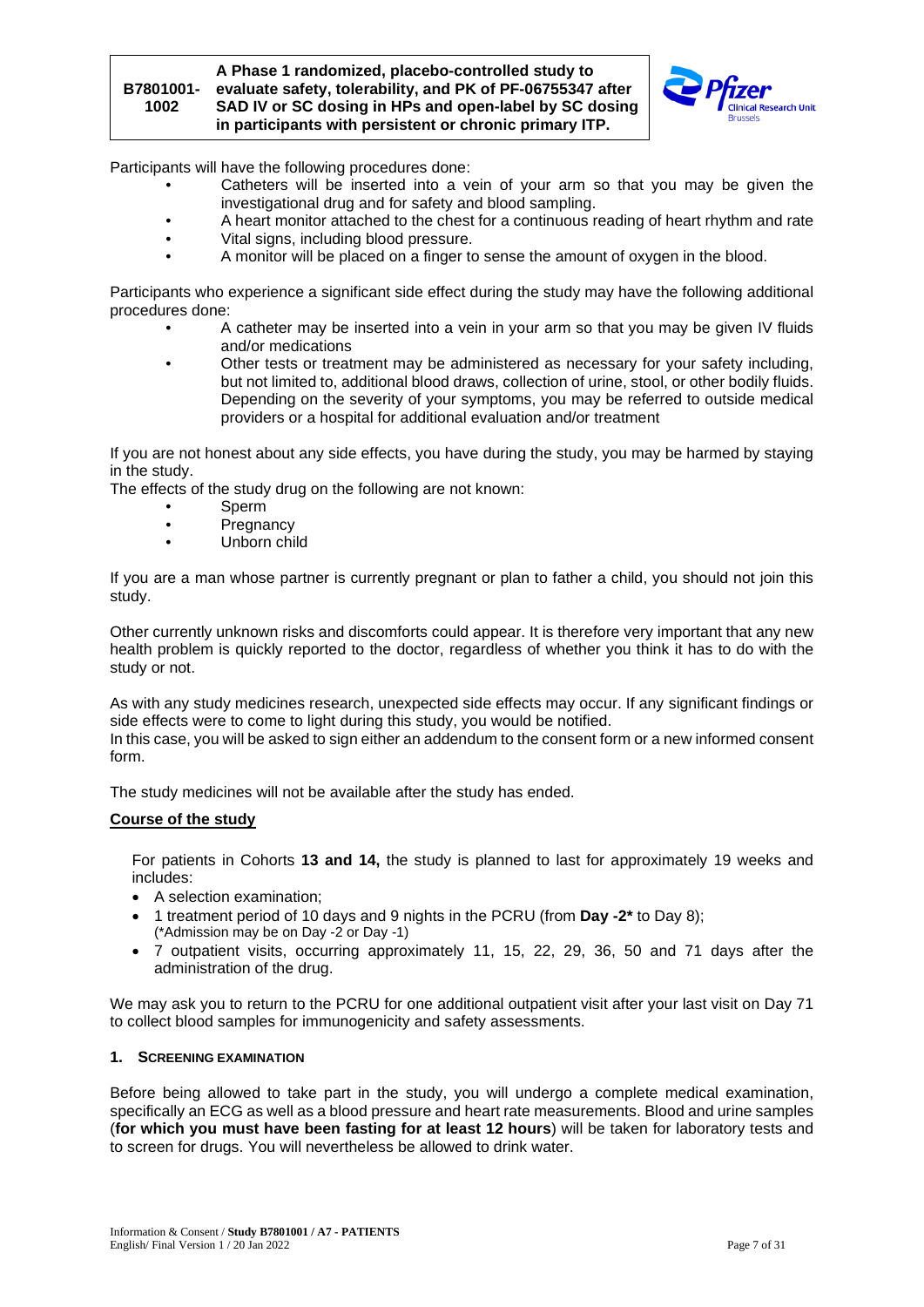Participants will have the following procedures done:

- Catheters will be inserted into a vein of your arm so that you may be given the investigational drug and for safety and blood sampling.
- A heart monitor attached to the chest for a continuous reading of heart rhythm and rate
- Vital signs, including blood pressure.
- A monitor will be placed on a finger to sense the amount of oxygen in the blood.

Participants who experience a significant side effect during the study may have the following additional procedures done:

- A catheter may be inserted into a vein in your arm so that you may be given IV fluids and/or medications
- Other tests or treatment may be administered as necessary for your safety including, but not limited to, additional blood draws, collection of urine, stool, or other bodily fluids. Depending on the severity of your symptoms, you may be referred to outside medical providers or a hospital for additional evaluation and/or treatment

If you are not honest about any side effects, you have during the study, you may be harmed by staying in the study.

The effects of the study drug on the following are not known:

- Sperm
- Pregnancy
- Unborn child

If you are a man whose partner is currently pregnant or plan to father a child, you should not join this study.

Other currently unknown risks and discomforts could appear. It is therefore very important that any new health problem is quickly reported to the doctor, regardless of whether you think it has to do with the study or not.

As with any study medicines research, unexpected side effects may occur. If any significant findings or side effects were to come to light during this study, you would be notified.
In this case, you will be asked to sign either an addendum to the consent form or a new informed consent form.

The study medicines will not be available after the study has ended.

## Course of the study

For patients in Cohorts **13 and 14,** the study is planned to last for approximately 19 weeks and includes:

- A selection examination;
- 1 treatment period of 10 days and 9 nights in the PCRU (from **Day -2*** to Day 8);
  (*Admission may be on Day -2 or Day -1)
- 7 outpatient visits, occurring approximately 11, 15, 22, 29, 36, 50 and 71 days after the administration of the drug.

We may ask you to return to the PCRU for one additional outpatient visit after your last visit on Day 71 to collect blood samples for immunogenicity and safety assessments.

### 1. Screening examination

Before being allowed to take part in the study, you will undergo a complete medical examination, specifically an ECG as well as a blood pressure and heart rate measurements. Blood and urine samples (**for which you must have been fasting for at least 12 hours**) will be taken for laboratory tests and to screen for drugs. You will nevertheless be allowed to drink water.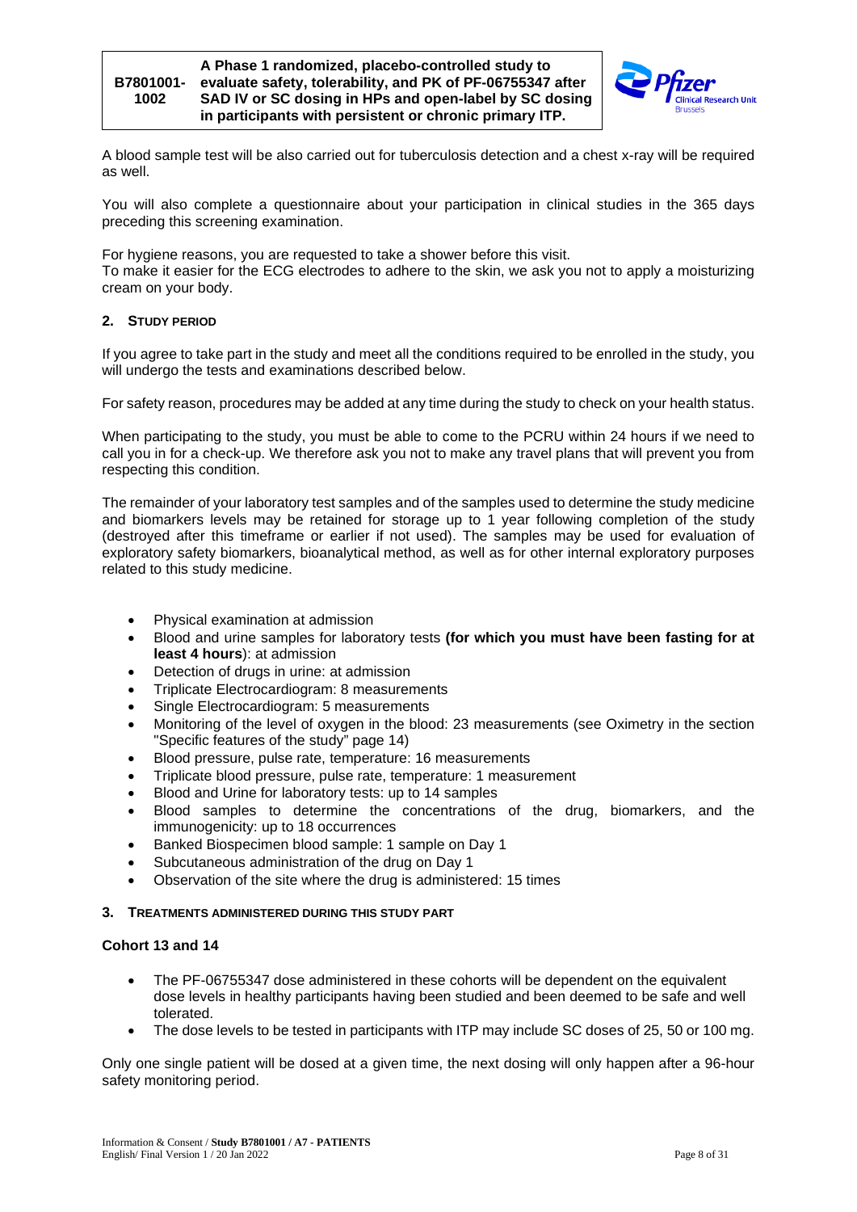A blood sample test will be also carried out for tuberculosis detection and a chest x-ray will be required as well.

You will also complete a questionnaire about your participation in clinical studies in the 365 days preceding this screening examination.

For hygiene reasons, you are requested to take a shower before this visit.
To make it easier for the ECG electrodes to adhere to the skin, we ask you not to apply a moisturizing cream on your body.

## 2. STUDY PERIOD

If you agree to take part in the study and meet all the conditions required to be enrolled in the study, you will undergo the tests and examinations described below.

For safety reason, procedures may be added at any time during the study to check on your health status.

When participating to the study, you must be able to come to the PCRU within 24 hours if we need to call you in for a check-up. We therefore ask you not to make any travel plans that will prevent you from respecting this condition.

The remainder of your laboratory test samples and of the samples used to determine the study medicine and biomarkers levels may be retained for storage up to 1 year following completion of the study (destroyed after this timeframe or earlier if not used). The samples may be used for evaluation of exploratory safety biomarkers, bioanalytical method, as well as for other internal exploratory purposes related to this study medicine.

- Physical examination at admission
- Blood and urine samples for laboratory tests **(for which you must have been fasting for at least 4 hours**): at admission
- Detection of drugs in urine: at admission
- Triplicate Electrocardiogram: 8 measurements
- Single Electrocardiogram: 5 measurements
- Monitoring of the level of oxygen in the blood: 23 measurements (see Oximetry in the section "Specific features of the study" page 14)
- Blood pressure, pulse rate, temperature: 16 measurements
- Triplicate blood pressure, pulse rate, temperature: 1 measurement
- Blood and Urine for laboratory tests: up to 14 samples
- Blood samples to determine the concentrations of the drug, biomarkers, and the immunogenicity: up to 18 occurrences
- Banked Biospecimen blood sample: 1 sample on Day 1
- Subcutaneous administration of the drug on Day 1
- Observation of the site where the drug is administered: 15 times

## 3. TREATMENTS ADMINISTERED DURING THIS STUDY PART

### Cohort 13 and 14

- The PF-06755347 dose administered in these cohorts will be dependent on the equivalent dose levels in healthy participants having been studied and been deemed to be safe and well tolerated.
- The dose levels to be tested in participants with ITP may include SC doses of 25, 50 or 100 mg.

Only one single patient will be dosed at a given time, the next dosing will only happen after a 96-hour safety monitoring period.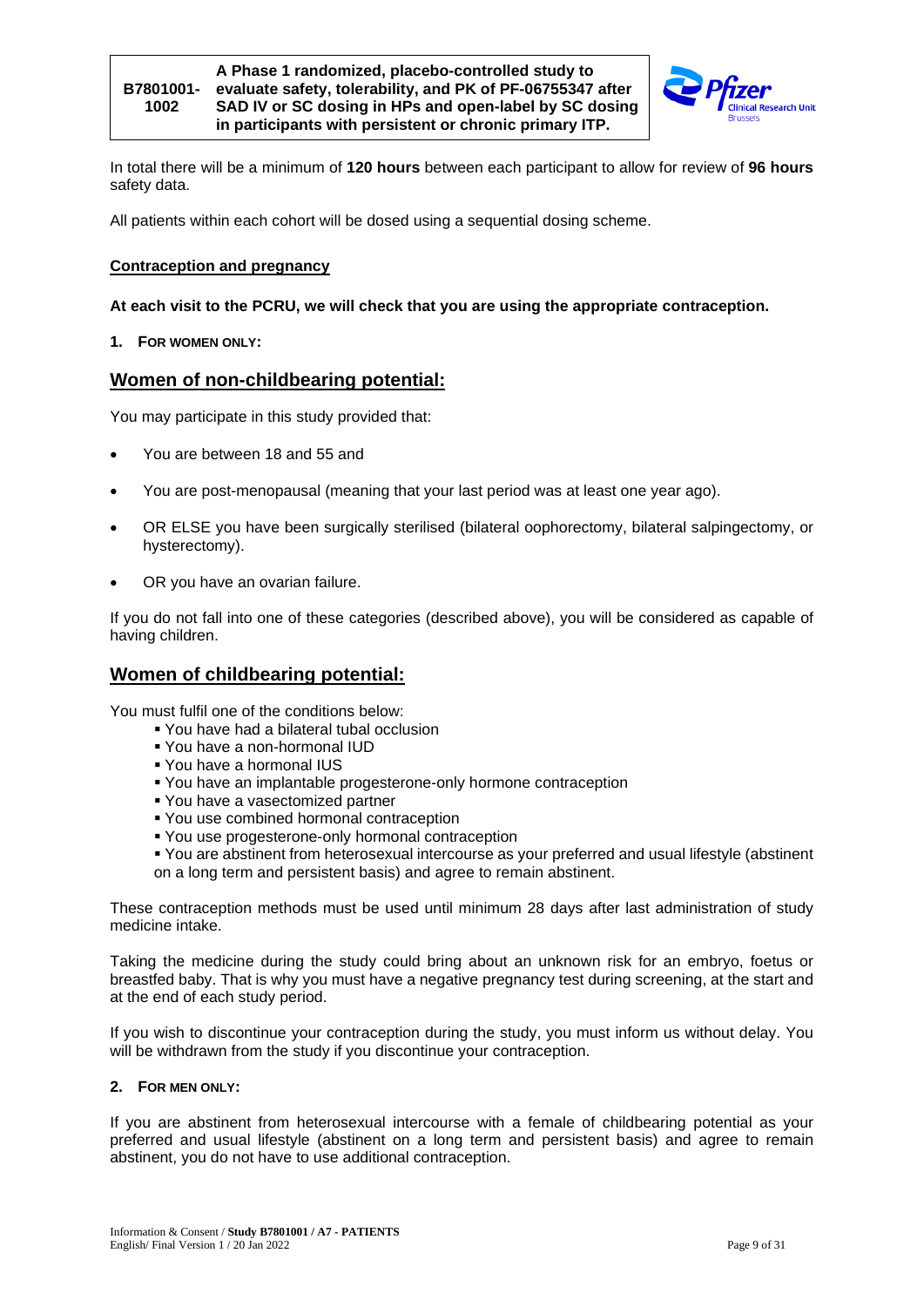In total there will be a minimum of **120 hours** between each participant to allow for review of **96 hours** safety data.

All patients within each cohort will be dosed using a sequential dosing scheme.

**Contraception and pregnancy**

**At each visit to the PCRU, we will check that you are using the appropriate contraception.**

**1. FOR WOMEN ONLY:**

## Women of non-childbearing potential:

You may participate in this study provided that:

- You are between 18 and 55 and
- You are post-menopausal (meaning that your last period was at least one year ago).
- OR ELSE you have been surgically sterilised (bilateral oophorectomy, bilateral salpingectomy, or hysterectomy).
- OR you have an ovarian failure.

If you do not fall into one of these categories (described above), you will be considered as capable of having children.

## Women of childbearing potential:

You must fulfil one of the conditions below:

- You have had a bilateral tubal occlusion
- You have a non-hormonal IUD
- You have a hormonal IUS
- You have an implantable progesterone-only hormone contraception
- You have a vasectomized partner
- You use combined hormonal contraception
- You use progesterone-only hormonal contraception
- You are abstinent from heterosexual intercourse as your preferred and usual lifestyle (abstinent on a long term and persistent basis) and agree to remain abstinent.

These contraception methods must be used until minimum 28 days after last administration of study medicine intake.

Taking the medicine during the study could bring about an unknown risk for an embryo, foetus or breastfed baby. That is why you must have a negative pregnancy test during screening, at the start and at the end of each study period.

If you wish to discontinue your contraception during the study, you must inform us without delay. You will be withdrawn from the study if you discontinue your contraception.

**2. FOR MEN ONLY:**

If you are abstinent from heterosexual intercourse with a female of childbearing potential as your preferred and usual lifestyle (abstinent on a long term and persistent basis) and agree to remain abstinent, you do not have to use additional contraception.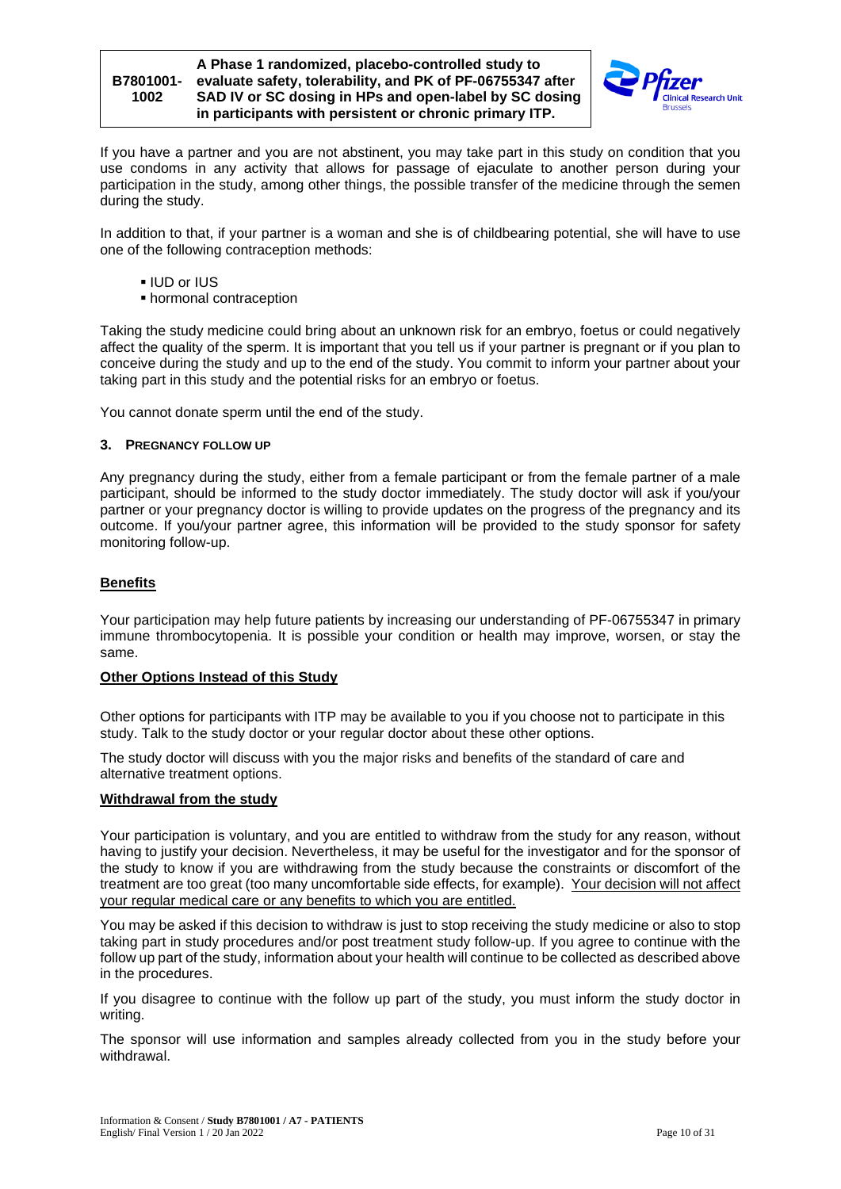If you have a partner and you are not abstinent, you may take part in this study on condition that you use condoms in any activity that allows for passage of ejaculate to another person during your participation in the study, among other things, the possible transfer of the medicine through the semen during the study.

In addition to that, if your partner is a woman and she is of childbearing potential, she will have to use one of the following contraception methods:

- IUD or IUS
- hormonal contraception

Taking the study medicine could bring about an unknown risk for an embryo, foetus or could negatively affect the quality of the sperm. It is important that you tell us if your partner is pregnant or if you plan to conceive during the study and up to the end of the study. You commit to inform your partner about your taking part in this study and the potential risks for an embryo or foetus.

You cannot donate sperm until the end of the study.

### 3. PREGNANCY FOLLOW UP

Any pregnancy during the study, either from a female participant or from the female partner of a male participant, should be informed to the study doctor immediately. The study doctor will ask if you/your partner or your pregnancy doctor is willing to provide updates on the progress of the pregnancy and its outcome. If you/your partner agree, this information will be provided to the study sponsor for safety monitoring follow-up.

## Benefits

Your participation may help future patients by increasing our understanding of PF-06755347 in primary immune thrombocytopenia. It is possible your condition or health may improve, worsen, or stay the same.

## Other Options Instead of this Study

Other options for participants with ITP may be available to you if you choose not to participate in this study. Talk to the study doctor or your regular doctor about these other options.

The study doctor will discuss with you the major risks and benefits of the standard of care and alternative treatment options.

## Withdrawal from the study

Your participation is voluntary, and you are entitled to withdraw from the study for any reason, without having to justify your decision. Nevertheless, it may be useful for the investigator and for the sponsor of the study to know if you are withdrawing from the study because the constraints or discomfort of the treatment are too great (too many uncomfortable side effects, for example). Your decision will not affect your regular medical care or any benefits to which you are entitled.

You may be asked if this decision to withdraw is just to stop receiving the study medicine or also to stop taking part in study procedures and/or post treatment study follow-up. If you agree to continue with the follow up part of the study, information about your health will continue to be collected as described above in the procedures.

If you disagree to continue with the follow up part of the study, you must inform the study doctor in writing.

The sponsor will use information and samples already collected from you in the study before your withdrawal.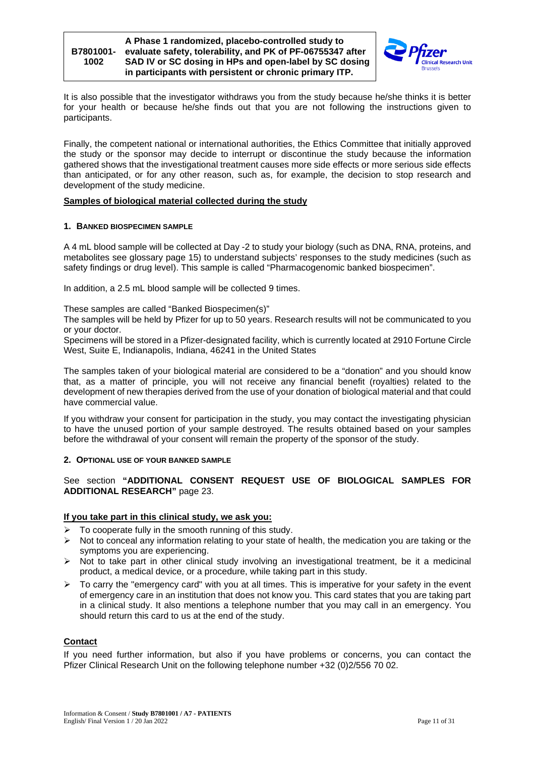It is also possible that the investigator withdraws you from the study because he/she thinks it is better for your health or because he/she finds out that you are not following the instructions given to participants.

Finally, the competent national or international authorities, the Ethics Committee that initially approved the study or the sponsor may decide to interrupt or discontinue the study because the information gathered shows that the investigational treatment causes more side effects or more serious side effects than anticipated, or for any other reason, such as, for example, the decision to stop research and development of the study medicine.

**Samples of biological material collected during the study**

**1. BANKED BIOSPECIMEN SAMPLE**

A 4 mL blood sample will be collected at Day -2 to study your biology (such as DNA, RNA, proteins, and metabolites see glossary page 15) to understand subjects' responses to the study medicines (such as safety findings or drug level). This sample is called "Pharmacogenomic banked biospecimen".

In addition, a 2.5 mL blood sample will be collected 9 times.

These samples are called "Banked Biospecimen(s)"
The samples will be held by Pfizer for up to 50 years. Research results will not be communicated to you or your doctor.
Specimens will be stored in a Pfizer-designated facility, which is currently located at 2910 Fortune Circle West, Suite E, Indianapolis, Indiana, 46241 in the United States

The samples taken of your biological material are considered to be a "donation" and you should know that, as a matter of principle, you will not receive any financial benefit (royalties) related to the development of new therapies derived from the use of your donation of biological material and that could have commercial value.

If you withdraw your consent for participation in the study, you may contact the investigating physician to have the unused portion of your sample destroyed. The results obtained based on your samples before the withdrawal of your consent will remain the property of the sponsor of the study.

**2. OPTIONAL USE OF YOUR BANKED SAMPLE**

See section **"ADDITIONAL CONSENT REQUEST USE OF BIOLOGICAL SAMPLES FOR ADDITIONAL RESEARCH"** page 23.

**If you take part in this clinical study, we ask you:**

- To cooperate fully in the smooth running of this study.
- Not to conceal any information relating to your state of health, the medication you are taking or the symptoms you are experiencing.
- Not to take part in other clinical study involving an investigational treatment, be it a medicinal product, a medical device, or a procedure, while taking part in this study.
- To carry the "emergency card" with you at all times. This is imperative for your safety in the event of emergency care in an institution that does not know you. This card states that you are taking part in a clinical study. It also mentions a telephone number that you may call in an emergency. You should return this card to us at the end of the study.

**Contact**

If you need further information, but also if you have problems or concerns, you can contact the Pfizer Clinical Research Unit on the following telephone number +32 (0)2/556 70 02.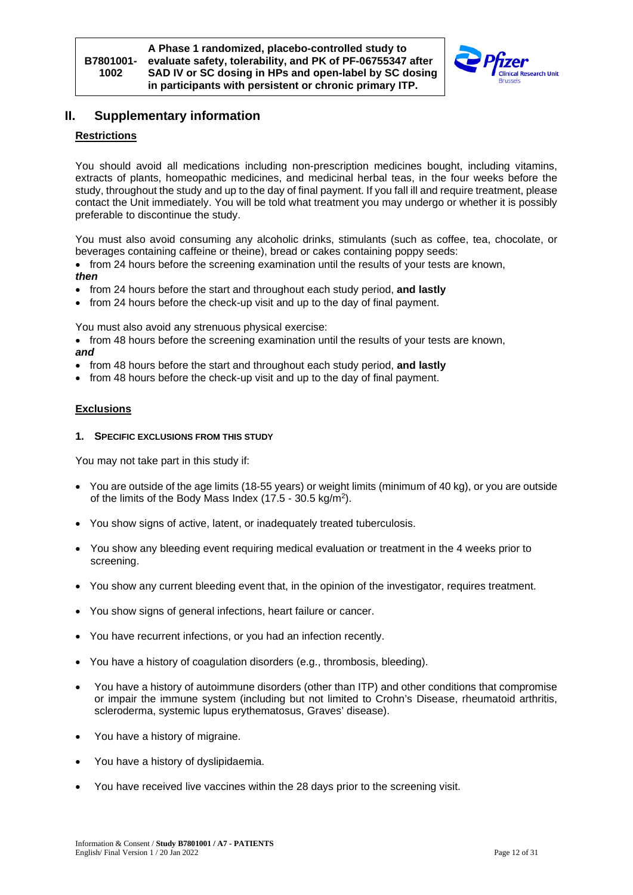## II. Supplementary information

### Restrictions

You should avoid all medications including non-prescription medicines bought, including vitamins, extracts of plants, homeopathic medicines, and medicinal herbal teas, in the four weeks before the study, throughout the study and up to the day of final payment. If you fall ill and require treatment, please contact the Unit immediately. You will be told what treatment you may undergo or whether it is possibly preferable to discontinue the study.

You must also avoid consuming any alcoholic drinks, stimulants (such as coffee, tea, chocolate, or beverages containing caffeine or theine), bread or cakes containing poppy seeds:

- from 24 hours before the screening examination until the results of your tests are known,

***then***

- from 24 hours before the start and throughout each study period, **and lastly**
- from 24 hours before the check-up visit and up to the day of final payment.

You must also avoid any strenuous physical exercise:

- from 48 hours before the screening examination until the results of your tests are known,

***and***

- from 48 hours before the start and throughout each study period, **and lastly**
- from 48 hours before the check-up visit and up to the day of final payment.

### Exclusions

#### 1. SPECIFIC EXCLUSIONS FROM THIS STUDY

You may not take part in this study if:

- You are outside of the age limits (18-55 years) or weight limits (minimum of 40 kg), or you are outside of the limits of the Body Mass Index (17.5 - 30.5 kg/m$^2$).
- You show signs of active, latent, or inadequately treated tuberculosis.
- You show any bleeding event requiring medical evaluation or treatment in the 4 weeks prior to screening.
- You show any current bleeding event that, in the opinion of the investigator, requires treatment.
- You show signs of general infections, heart failure or cancer.
- You have recurrent infections, or you had an infection recently.
- You have a history of coagulation disorders (e.g., thrombosis, bleeding).
- You have a history of autoimmune disorders (other than ITP) and other conditions that compromise or impair the immune system (including but not limited to Crohn's Disease, rheumatoid arthritis, scleroderma, systemic lupus erythematosus, Graves' disease).
- You have a history of migraine.
- You have a history of dyslipidaemia.
- You have received live vaccines within the 28 days prior to the screening visit.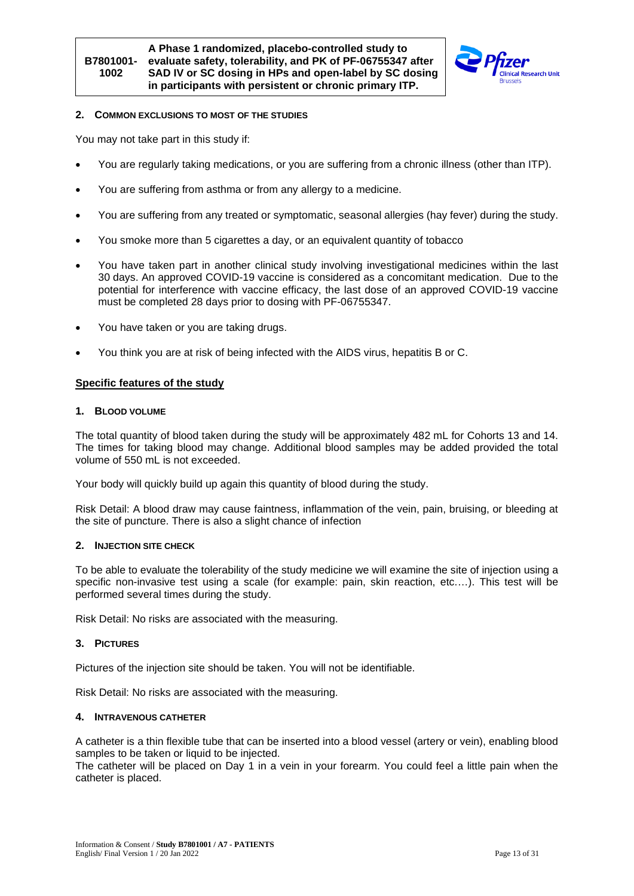### 2. Common exclusions to most of the studies

You may not take part in this study if:

- You are regularly taking medications, or you are suffering from a chronic illness (other than ITP).
- You are suffering from asthma or from any allergy to a medicine.
- You are suffering from any treated or symptomatic, seasonal allergies (hay fever) during the study.
- You smoke more than 5 cigarettes a day, or an equivalent quantity of tobacco
- You have taken part in another clinical study involving investigational medicines within the last 30 days. An approved COVID-19 vaccine is considered as a concomitant medication. Due to the potential for interference with vaccine efficacy, the last dose of an approved COVID-19 vaccine must be completed 28 days prior to dosing with PF-06755347.
- You have taken or you are taking drugs.
- You think you are at risk of being infected with the AIDS virus, hepatitis B or C.

## Specific features of the study

### 1. Blood volume

The total quantity of blood taken during the study will be approximately 482 mL for Cohorts 13 and 14. The times for taking blood may change. Additional blood samples may be added provided the total volume of 550 mL is not exceeded.

Your body will quickly build up again this quantity of blood during the study.

Risk Detail: A blood draw may cause faintness, inflammation of the vein, pain, bruising, or bleeding at the site of puncture. There is also a slight chance of infection

### 2. Injection site check

To be able to evaluate the tolerability of the study medicine we will examine the site of injection using a specific non-invasive test using a scale (for example: pain, skin reaction, etc.…). This test will be performed several times during the study.

Risk Detail: No risks are associated with the measuring.

### 3. Pictures

Pictures of the injection site should be taken. You will not be identifiable.

Risk Detail: No risks are associated with the measuring.

### 4. Intravenous catheter

A catheter is a thin flexible tube that can be inserted into a blood vessel (artery or vein), enabling blood samples to be taken or liquid to be injected.
The catheter will be placed on Day 1 in a vein in your forearm. You could feel a little pain when the catheter is placed.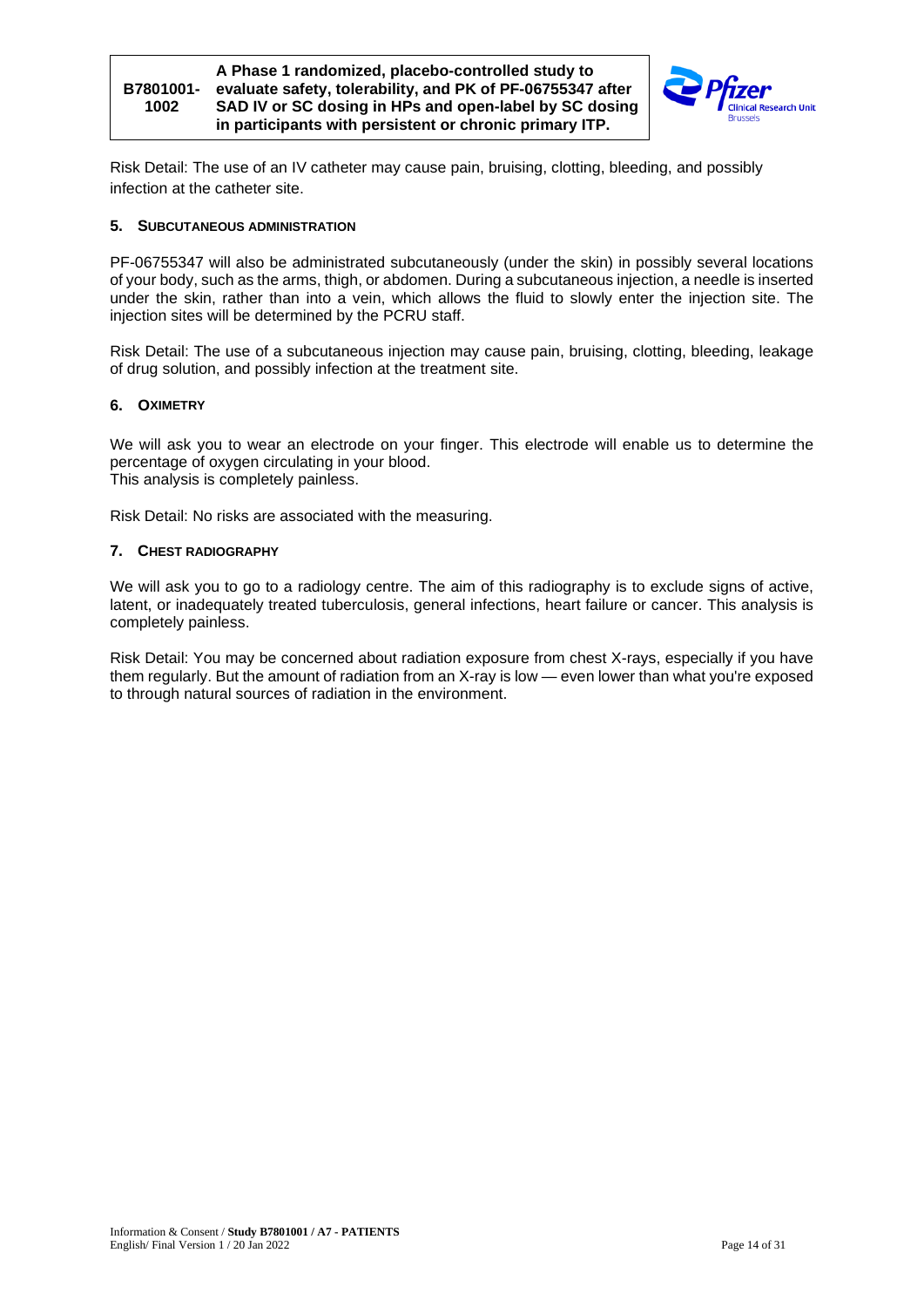Risk Detail: The use of an IV catheter may cause pain, bruising, clotting, bleeding, and possibly infection at the catheter site.

### 5. Subcutaneous Administration

PF-06755347 will also be administrated subcutaneously (under the skin) in possibly several locations of your body, such as the arms, thigh, or abdomen. During a subcutaneous injection, a needle is inserted under the skin, rather than into a vein, which allows the fluid to slowly enter the injection site. The injection sites will be determined by the PCRU staff.

Risk Detail: The use of a subcutaneous injection may cause pain, bruising, clotting, bleeding, leakage of drug solution, and possibly infection at the treatment site.

### 6. Oximetry

We will ask you to wear an electrode on your finger. This electrode will enable us to determine the percentage of oxygen circulating in your blood.
This analysis is completely painless.

Risk Detail: No risks are associated with the measuring.

### 7. Chest Radiography

We will ask you to go to a radiology centre. The aim of this radiography is to exclude signs of active, latent, or inadequately treated tuberculosis, general infections, heart failure or cancer. This analysis is completely painless.

Risk Detail: You may be concerned about radiation exposure from chest X-rays, especially if you have them regularly. But the amount of radiation from an X-ray is low — even lower than what you're exposed to through natural sources of radiation in the environment.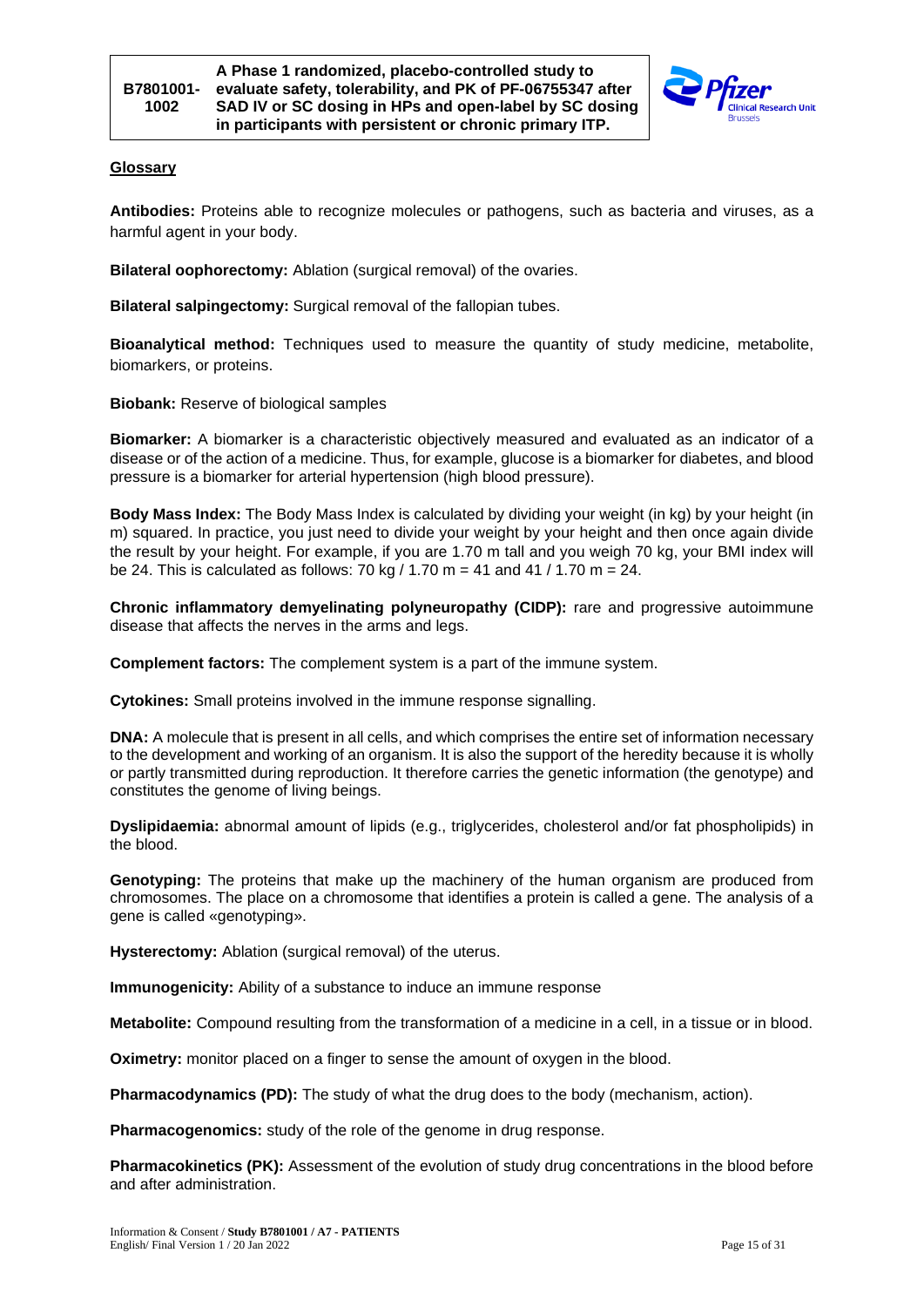## Glossary

**Antibodies:** Proteins able to recognize molecules or pathogens, such as bacteria and viruses, as a harmful agent in your body.

**Bilateral oophorectomy:** Ablation (surgical removal) of the ovaries.

**Bilateral salpingectomy:** Surgical removal of the fallopian tubes.

**Bioanalytical method:** Techniques used to measure the quantity of study medicine, metabolite, biomarkers, or proteins.

**Biobank:** Reserve of biological samples

**Biomarker:** A biomarker is a characteristic objectively measured and evaluated as an indicator of a disease or of the action of a medicine. Thus, for example, glucose is a biomarker for diabetes, and blood pressure is a biomarker for arterial hypertension (high blood pressure).

**Body Mass Index:** The Body Mass Index is calculated by dividing your weight (in kg) by your height (in m) squared. In practice, you just need to divide your weight by your height and then once again divide the result by your height. For example, if you are 1.70 m tall and you weigh 70 kg, your BMI index will be 24. This is calculated as follows: 70 kg / 1.70 m = 41 and 41 / 1.70 m = 24.

**Chronic inflammatory demyelinating polyneuropathy (CIDP):** rare and progressive autoimmune disease that affects the nerves in the arms and legs.

**Complement factors:** The complement system is a part of the immune system.

**Cytokines:** Small proteins involved in the immune response signalling.

**DNA:** A molecule that is present in all cells, and which comprises the entire set of information necessary to the development and working of an organism. It is also the support of the heredity because it is wholly or partly transmitted during reproduction. It therefore carries the genetic information (the genotype) and constitutes the genome of living beings.

**Dyslipidaemia:** abnormal amount of lipids (e.g., triglycerides, cholesterol and/or fat phospholipids) in the blood.

**Genotyping:** The proteins that make up the machinery of the human organism are produced from chromosomes. The place on a chromosome that identifies a protein is called a gene. The analysis of a gene is called «genotyping».

**Hysterectomy:** Ablation (surgical removal) of the uterus.

**Immunogenicity:** Ability of a substance to induce an immune response

**Metabolite:** Compound resulting from the transformation of a medicine in a cell, in a tissue or in blood.

**Oximetry:** monitor placed on a finger to sense the amount of oxygen in the blood.

**Pharmacodynamics (PD):** The study of what the drug does to the body (mechanism, action).

**Pharmacogenomics:** study of the role of the genome in drug response.

**Pharmacokinetics (PK):** Assessment of the evolution of study drug concentrations in the blood before and after administration.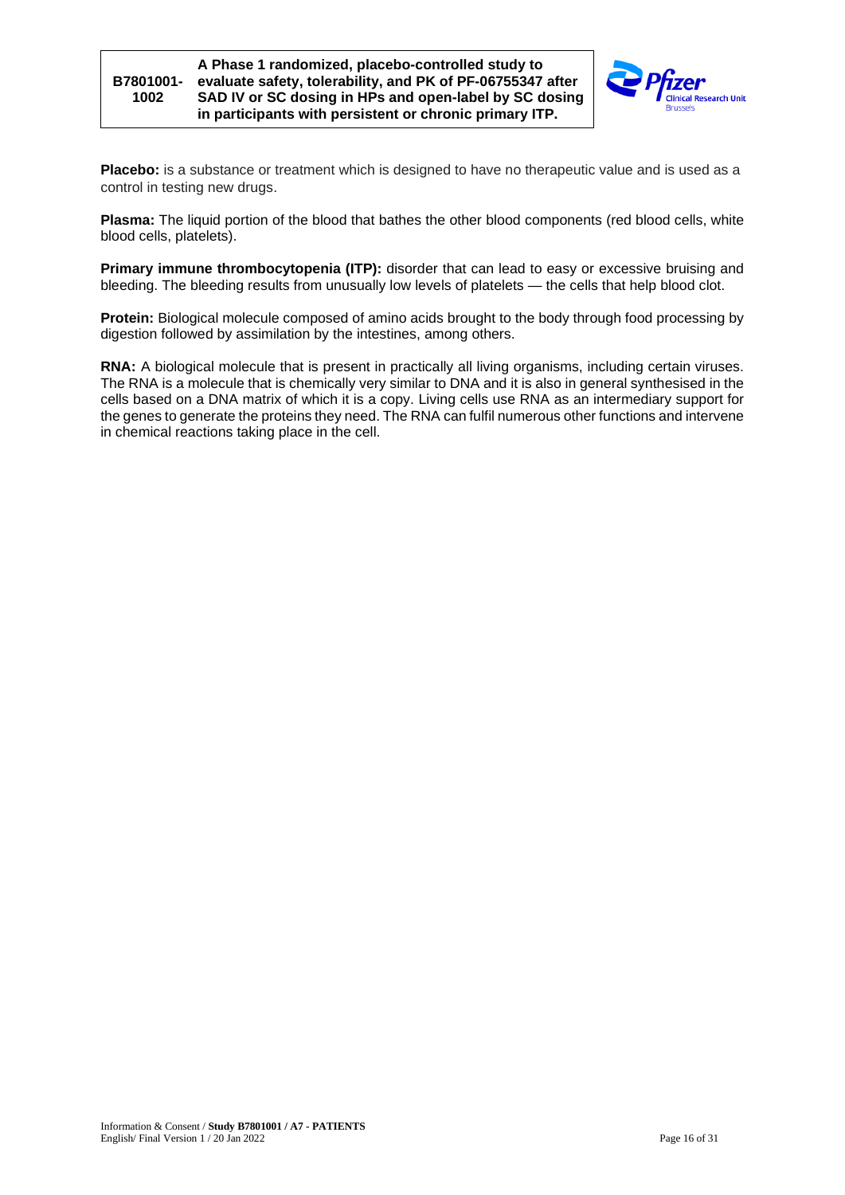**Placebo:** is a substance or treatment which is designed to have no therapeutic value and is used as a control in testing new drugs.

**Plasma:** The liquid portion of the blood that bathes the other blood components (red blood cells, white blood cells, platelets).

**Primary immune thrombocytopenia (ITP):** disorder that can lead to easy or excessive bruising and bleeding. The bleeding results from unusually low levels of platelets — the cells that help blood clot.

**Protein:** Biological molecule composed of amino acids brought to the body through food processing by digestion followed by assimilation by the intestines, among others.

**RNA:** A biological molecule that is present in practically all living organisms, including certain viruses. The RNA is a molecule that is chemically very similar to DNA and it is also in general synthesised in the cells based on a DNA matrix of which it is a copy. Living cells use RNA as an intermediary support for the genes to generate the proteins they need. The RNA can fulfil numerous other functions and intervene in chemical reactions taking place in the cell.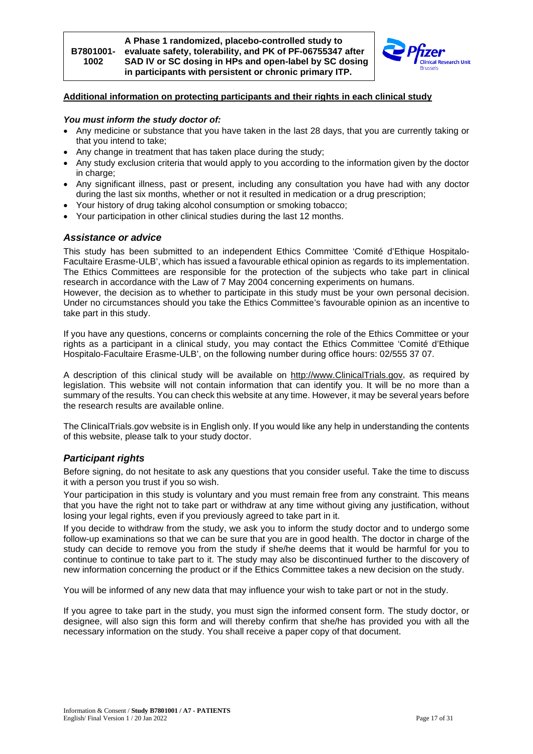**Additional information on protecting participants and their rights in each clinical study**

***You must inform the study doctor of:***

- Any medicine or substance that you have taken in the last 28 days, that you are currently taking or that you intend to take;
- Any change in treatment that has taken place during the study;
- Any study exclusion criteria that would apply to you according to the information given by the doctor in charge;
- Any significant illness, past or present, including any consultation you have had with any doctor during the last six months, whether or not it resulted in medication or a drug prescription;
- Your history of drug taking alcohol consumption or smoking tobacco;
- Your participation in other clinical studies during the last 12 months.

### *Assistance or advice*

This study has been submitted to an independent Ethics Committee 'Comité d'Ethique Hospitalo-Facultaire Erasme-ULB', which has issued a favourable ethical opinion as regards to its implementation. The Ethics Committees are responsible for the protection of the subjects who take part in clinical research in accordance with the Law of 7 May 2004 concerning experiments on humans.
However, the decision as to whether to participate in this study must be your own personal decision. Under no circumstances should you take the Ethics Committee's favourable opinion as an incentive to take part in this study.

If you have any questions, concerns or complaints concerning the role of the Ethics Committee or your rights as a participant in a clinical study, you may contact the Ethics Committee 'Comité d'Ethique Hospitalo-Facultaire Erasme-ULB', on the following number during office hours: 02/555 37 07.

A description of this clinical study will be available on http://www.ClinicalTrials.gov, as required by legislation. This website will not contain information that can identify you. It will be no more than a summary of the results. You can check this website at any time. However, it may be several years before the research results are available online.

The ClinicalTrials.gov website is in English only. If you would like any help in understanding the contents of this website, please talk to your study doctor.

### *Participant rights*

Before signing, do not hesitate to ask any questions that you consider useful. Take the time to discuss it with a person you trust if you so wish.

Your participation in this study is voluntary and you must remain free from any constraint. This means that you have the right not to take part or withdraw at any time without giving any justification, without losing your legal rights, even if you previously agreed to take part in it.

If you decide to withdraw from the study, we ask you to inform the study doctor and to undergo some follow-up examinations so that we can be sure that you are in good health. The doctor in charge of the study can decide to remove you from the study if she/he deems that it would be harmful for you to continue to continue to take part to it. The study may also be discontinued further to the discovery of new information concerning the product or if the Ethics Committee takes a new decision on the study.

You will be informed of any new data that may influence your wish to take part or not in the study.

If you agree to take part in the study, you must sign the informed consent form. The study doctor, or designee, will also sign this form and will thereby confirm that she/he has provided you with all the necessary information on the study. You shall receive a paper copy of that document.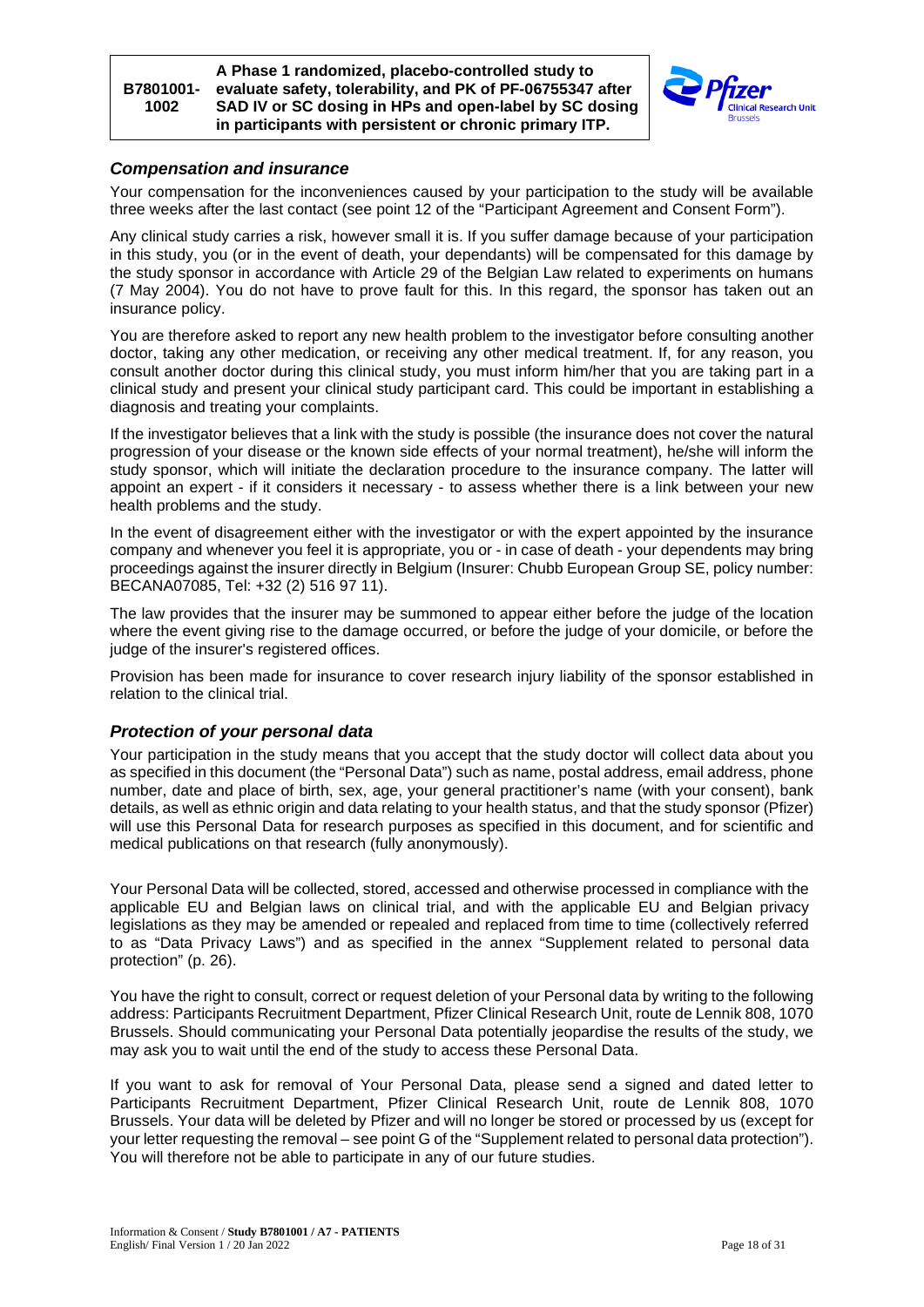## *Compensation and insurance*

Your compensation for the inconveniences caused by your participation to the study will be available three weeks after the last contact (see point 12 of the "Participant Agreement and Consent Form").

Any clinical study carries a risk, however small it is. If you suffer damage because of your participation in this study, you (or in the event of death, your dependants) will be compensated for this damage by the study sponsor in accordance with Article 29 of the Belgian Law related to experiments on humans (7 May 2004). You do not have to prove fault for this. In this regard, the sponsor has taken out an insurance policy.

You are therefore asked to report any new health problem to the investigator before consulting another doctor, taking any other medication, or receiving any other medical treatment. If, for any reason, you consult another doctor during this clinical study, you must inform him/her that you are taking part in a clinical study and present your clinical study participant card. This could be important in establishing a diagnosis and treating your complaints.

If the investigator believes that a link with the study is possible (the insurance does not cover the natural progression of your disease or the known side effects of your normal treatment), he/she will inform the study sponsor, which will initiate the declaration procedure to the insurance company. The latter will appoint an expert - if it considers it necessary - to assess whether there is a link between your new health problems and the study.

In the event of disagreement either with the investigator or with the expert appointed by the insurance company and whenever you feel it is appropriate, you or - in case of death - your dependents may bring proceedings against the insurer directly in Belgium (Insurer: Chubb European Group SE, policy number: BECANA07085, Tel: +32 (2) 516 97 11).

The law provides that the insurer may be summoned to appear either before the judge of the location where the event giving rise to the damage occurred, or before the judge of your domicile, or before the judge of the insurer's registered offices.

Provision has been made for insurance to cover research injury liability of the sponsor established in relation to the clinical trial.

## *Protection of your personal data*

Your participation in the study means that you accept that the study doctor will collect data about you as specified in this document (the "Personal Data") such as name, postal address, email address, phone number, date and place of birth, sex, age, your general practitioner's name (with your consent), bank details, as well as ethnic origin and data relating to your health status, and that the study sponsor (Pfizer) will use this Personal Data for research purposes as specified in this document, and for scientific and medical publications on that research (fully anonymously).

Your Personal Data will be collected, stored, accessed and otherwise processed in compliance with the applicable EU and Belgian laws on clinical trial, and with the applicable EU and Belgian privacy legislations as they may be amended or repealed and replaced from time to time (collectively referred to as "Data Privacy Laws") and as specified in the annex "Supplement related to personal data protection" (p. 26).

You have the right to consult, correct or request deletion of your Personal data by writing to the following address: Participants Recruitment Department, Pfizer Clinical Research Unit, route de Lennik 808, 1070 Brussels. Should communicating your Personal Data potentially jeopardise the results of the study, we may ask you to wait until the end of the study to access these Personal Data.

If you want to ask for removal of Your Personal Data, please send a signed and dated letter to Participants Recruitment Department, Pfizer Clinical Research Unit, route de Lennik 808, 1070 Brussels. Your data will be deleted by Pfizer and will no longer be stored or processed by us (except for your letter requesting the removal – see point G of the "Supplement related to personal data protection"). You will therefore not be able to participate in any of our future studies.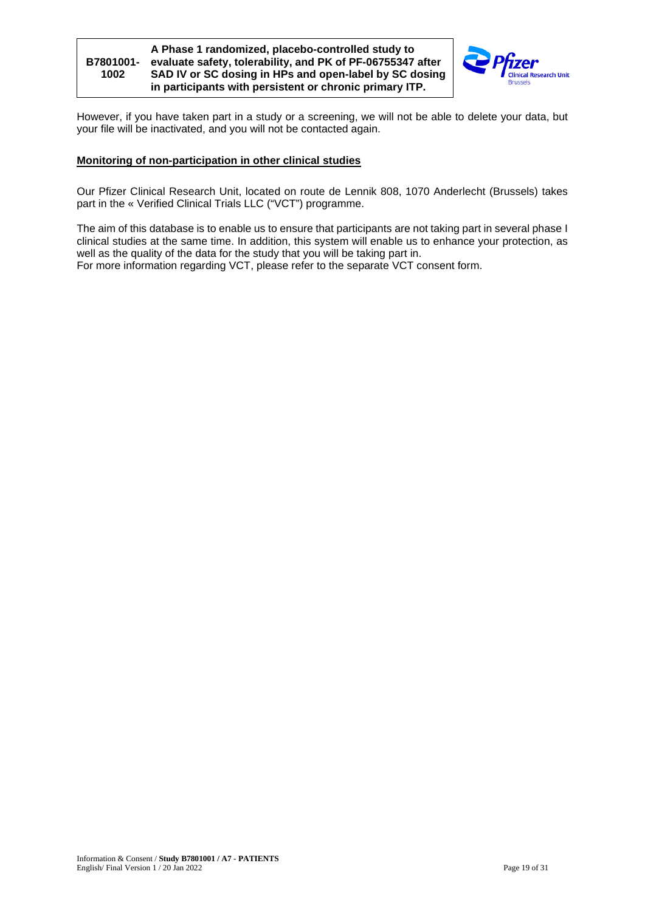However, if you have taken part in a study or a screening, we will not be able to delete your data, but your file will be inactivated, and you will not be contacted again.

**Monitoring of non-participation in other clinical studies**

Our Pfizer Clinical Research Unit, located on route de Lennik 808, 1070 Anderlecht (Brussels) takes part in the « Verified Clinical Trials LLC ("VCT") programme.

The aim of this database is to enable us to ensure that participants are not taking part in several phase I clinical studies at the same time. In addition, this system will enable us to enhance your protection, as well as the quality of the data for the study that you will be taking part in.
For more information regarding VCT, please refer to the separate VCT consent form.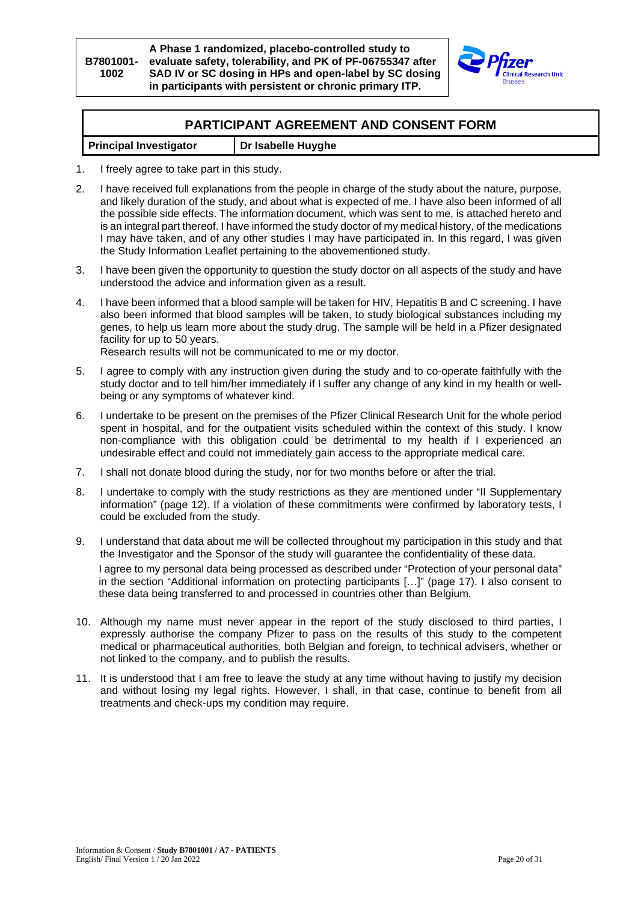| B7801001-1002 | A Phase 1 randomized, placebo-controlled study to evaluate safety, tolerability, and PK of PF-06755347 after SAD IV or SC dosing in HPs and open-label by SC dosing in participants with persistent or chronic primary ITP. |
|---|---|

## PARTICIPANT AGREEMENT AND CONSENT FORM

| Principal Investigator | Dr Isabelle Huyghe |
|---|---|

1. I freely agree to take part in this study.
2. I have received full explanations from the people in charge of the study about the nature, purpose, and likely duration of the study, and about what is expected of me. I have also been informed of all the possible side effects. The information document, which was sent to me, is attached hereto and is an integral part thereof. I have informed the study doctor of my medical history, of the medications I may have taken, and of any other studies I may have participated in. In this regard, I was given the Study Information Leaflet pertaining to the abovementioned study.
3. I have been given the opportunity to question the study doctor on all aspects of the study and have understood the advice and information given as a result.
4. I have been informed that a blood sample will be taken for HIV, Hepatitis B and C screening. I have also been informed that blood samples will be taken, to study biological substances including my genes, to help us learn more about the study drug. The sample will be held in a Pfizer designated facility for up to 50 years.
   Research results will not be communicated to me or my doctor.
5. I agree to comply with any instruction given during the study and to co-operate faithfully with the study doctor and to tell him/her immediately if I suffer any change of any kind in my health or well-being or any symptoms of whatever kind.
6. I undertake to be present on the premises of the Pfizer Clinical Research Unit for the whole period spent in hospital, and for the outpatient visits scheduled within the context of this study. I know non-compliance with this obligation could be detrimental to my health if I experienced an undesirable effect and could not immediately gain access to the appropriate medical care.
7. I shall not donate blood during the study, nor for two months before or after the trial.
8. I undertake to comply with the study restrictions as they are mentioned under "II Supplementary information" (page 12). If a violation of these commitments were confirmed by laboratory tests, I could be excluded from the study.
9. I understand that data about me will be collected throughout my participation in this study and that the Investigator and the Sponsor of the study will guarantee the confidentiality of these data.
   I agree to my personal data being processed as described under "Protection of your personal data" in the section "Additional information on protecting participants […]" (page 17). I also consent to these data being transferred to and processed in countries other than Belgium.
10. Although my name must never appear in the report of the study disclosed to third parties, I expressly authorise the company Pfizer to pass on the results of this study to the competent medical or pharmaceutical authorities, both Belgian and foreign, to technical advisers, whether or not linked to the company, and to publish the results.
11. It is understood that I am free to leave the study at any time without having to justify my decision and without losing my legal rights. However, I shall, in that case, continue to benefit from all treatments and check-ups my condition may require.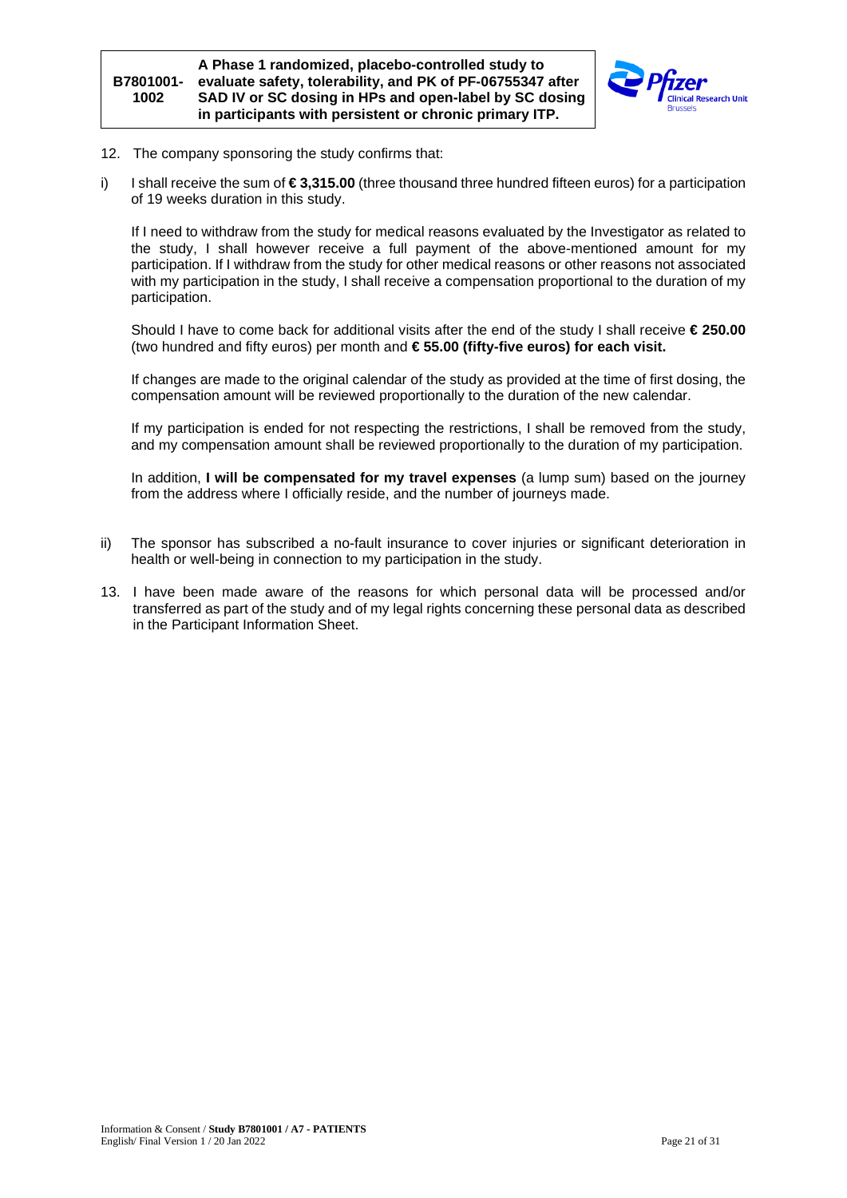12. The company sponsoring the study confirms that:

i) I shall receive the sum of **€ 3,315.00** (three thousand three hundred fifteen euros) for a participation of 19 weeks duration in this study.

   If I need to withdraw from the study for medical reasons evaluated by the Investigator as related to the study, I shall however receive a full payment of the above-mentioned amount for my participation. If I withdraw from the study for other medical reasons or other reasons not associated with my participation in the study, I shall receive a compensation proportional to the duration of my participation.

   Should I have to come back for additional visits after the end of the study I shall receive **€ 250.00** (two hundred and fifty euros) per month and **€ 55.00 (fifty-five euros) for each visit.**

   If changes are made to the original calendar of the study as provided at the time of first dosing, the compensation amount will be reviewed proportionally to the duration of the new calendar.

   If my participation is ended for not respecting the restrictions, I shall be removed from the study, and my compensation amount shall be reviewed proportionally to the duration of my participation.

   In addition, **I will be compensated for my travel expenses** (a lump sum) based on the journey from the address where I officially reside, and the number of journeys made.

ii) The sponsor has subscribed a no-fault insurance to cover injuries or significant deterioration in health or well-being in connection to my participation in the study.

13. I have been made aware of the reasons for which personal data will be processed and/or transferred as part of the study and of my legal rights concerning these personal data as described in the Participant Information Sheet.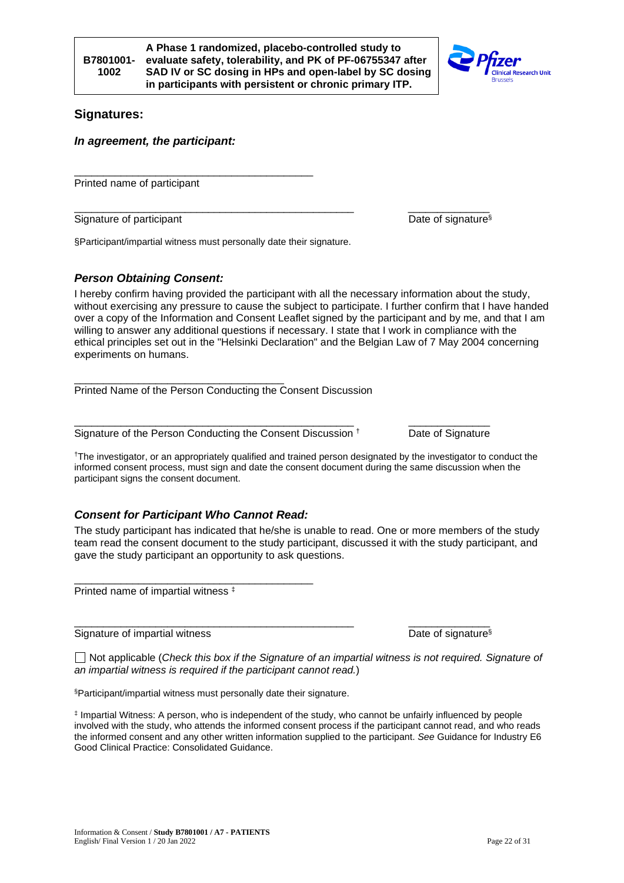## Signatures:

### *In agreement, the participant:*

\_\_\_\_\_\_\_\_\_\_\_\_\_\_\_\_\_\_\_\_\_\_\_\_\_\_\_\_\_\_\_\_\_\_\_\_\_\_\_\_

Printed name of participant

\_\_\_\_\_\_\_\_\_\_\_\_\_\_\_\_\_\_\_\_\_\_\_\_\_\_\_\_\_\_\_\_\_\_\_\_\_\_\_\_\_\_\_\_\_\_ \_\_\_\_\_\_\_\_\_\_\_\_\_\_

Signature of participant Date of signature[§]

§Participant/impartial witness must personally date their signature.

### *Person Obtaining Consent:*

I hereby confirm having provided the participant with all the necessary information about the study, without exercising any pressure to cause the subject to participate. I further confirm that I have handed over a copy of the Information and Consent Leaflet signed by the participant and by me, and that I am willing to answer any additional questions if necessary. I state that I work in compliance with the ethical principles set out in the "Helsinki Declaration" and the Belgian Law of 7 May 2004 concerning experiments on humans.

\_\_\_\_\_\_\_\_\_\_\_\_\_\_\_\_\_\_\_\_\_\_\_\_\_\_\_\_\_\_\_\_\_\_\_\_

Printed Name of the Person Conducting the Consent Discussion

\_\_\_\_\_\_\_\_\_\_\_\_\_\_\_\_\_\_\_\_\_\_\_\_\_\_\_\_\_\_\_\_\_\_\_\_\_\_\_\_\_\_\_\_\_\_ \_\_\_\_\_\_\_\_\_\_\_\_\_\_

Signature of the Person Conducting the Consent Discussion [†] Date of Signature

[†]The investigator, or an appropriately qualified and trained person designated by the investigator to conduct the informed consent process, must sign and date the consent document during the same discussion when the participant signs the consent document.

### *Consent for Participant Who Cannot Read:*

The study participant has indicated that he/she is unable to read. One or more members of the study team read the consent document to the study participant, discussed it with the study participant, and gave the study participant an opportunity to ask questions.

\_\_\_\_\_\_\_\_\_\_\_\_\_\_\_\_\_\_\_\_\_\_\_\_\_\_\_\_\_\_\_\_\_\_\_\_\_\_\_\_

Printed name of impartial witness [‡]

\_\_\_\_\_\_\_\_\_\_\_\_\_\_\_\_\_\_\_\_\_\_\_\_\_\_\_\_\_\_\_\_\_\_\_\_\_\_\_\_\_\_\_\_\_\_ \_\_\_\_\_\_\_\_\_\_\_\_\_\_

Signature of impartial witness Date of signature[§]

☐ Not applicable (*Check this box if the Signature of an impartial witness is not required. Signature of an impartial witness is required if the participant cannot read.*)

[§]Participant/impartial witness must personally date their signature.

[‡] Impartial Witness: A person, who is independent of the study, who cannot be unfairly influenced by people involved with the study, who attends the informed consent process if the participant cannot read, and who reads the informed consent and any other written information supplied to the participant. *See* Guidance for Industry E6 Good Clinical Practice: Consolidated Guidance.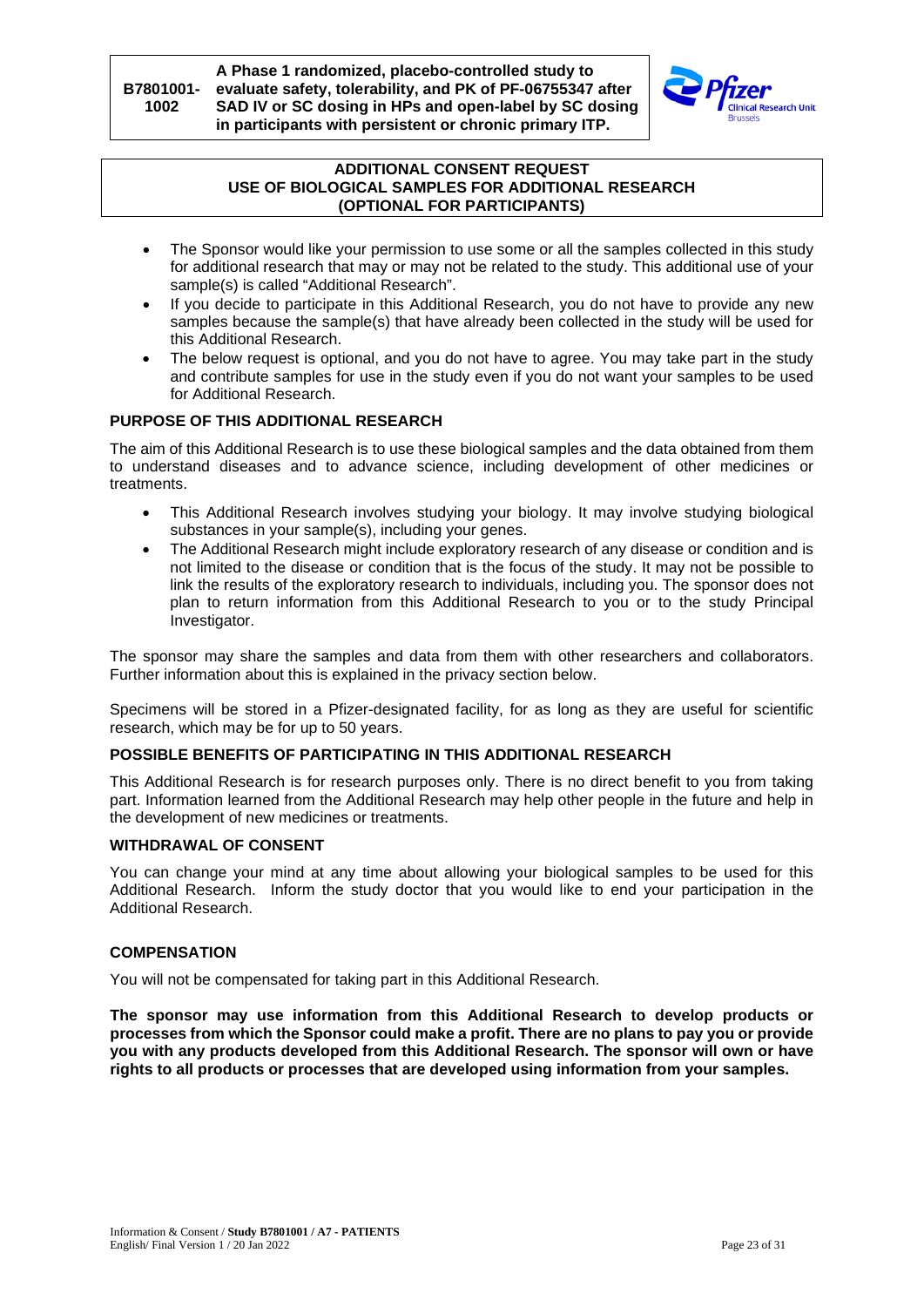## ADDITIONAL CONSENT REQUEST
## USE OF BIOLOGICAL SAMPLES FOR ADDITIONAL RESEARCH
## (OPTIONAL FOR PARTICIPANTS)

- The Sponsor would like your permission to use some or all the samples collected in this study for additional research that may or may not be related to the study. This additional use of your sample(s) is called "Additional Research".
- If you decide to participate in this Additional Research, you do not have to provide any new samples because the sample(s) that have already been collected in the study will be used for this Additional Research.
- The below request is optional, and you do not have to agree. You may take part in the study and contribute samples for use in the study even if you do not want your samples to be used for Additional Research.

### PURPOSE OF THIS ADDITIONAL RESEARCH

The aim of this Additional Research is to use these biological samples and the data obtained from them to understand diseases and to advance science, including development of other medicines or treatments.

- This Additional Research involves studying your biology. It may involve studying biological substances in your sample(s), including your genes.
- The Additional Research might include exploratory research of any disease or condition and is not limited to the disease or condition that is the focus of the study. It may not be possible to link the results of the exploratory research to individuals, including you. The sponsor does not plan to return information from this Additional Research to you or to the study Principal Investigator.

The sponsor may share the samples and data from them with other researchers and collaborators. Further information about this is explained in the privacy section below.

Specimens will be stored in a Pfizer-designated facility, for as long as they are useful for scientific research, which may be for up to 50 years.

### POSSIBLE BENEFITS OF PARTICIPATING IN THIS ADDITIONAL RESEARCH

This Additional Research is for research purposes only. There is no direct benefit to you from taking part. Information learned from the Additional Research may help other people in the future and help in the development of new medicines or treatments.

### WITHDRAWAL OF CONSENT

You can change your mind at any time about allowing your biological samples to be used for this Additional Research. Inform the study doctor that you would like to end your participation in the Additional Research.

### COMPENSATION

You will not be compensated for taking part in this Additional Research.

**The sponsor may use information from this Additional Research to develop products or processes from which the Sponsor could make a profit. There are no plans to pay you or provide you with any products developed from this Additional Research. The sponsor will own or have rights to all products or processes that are developed using information from your samples.**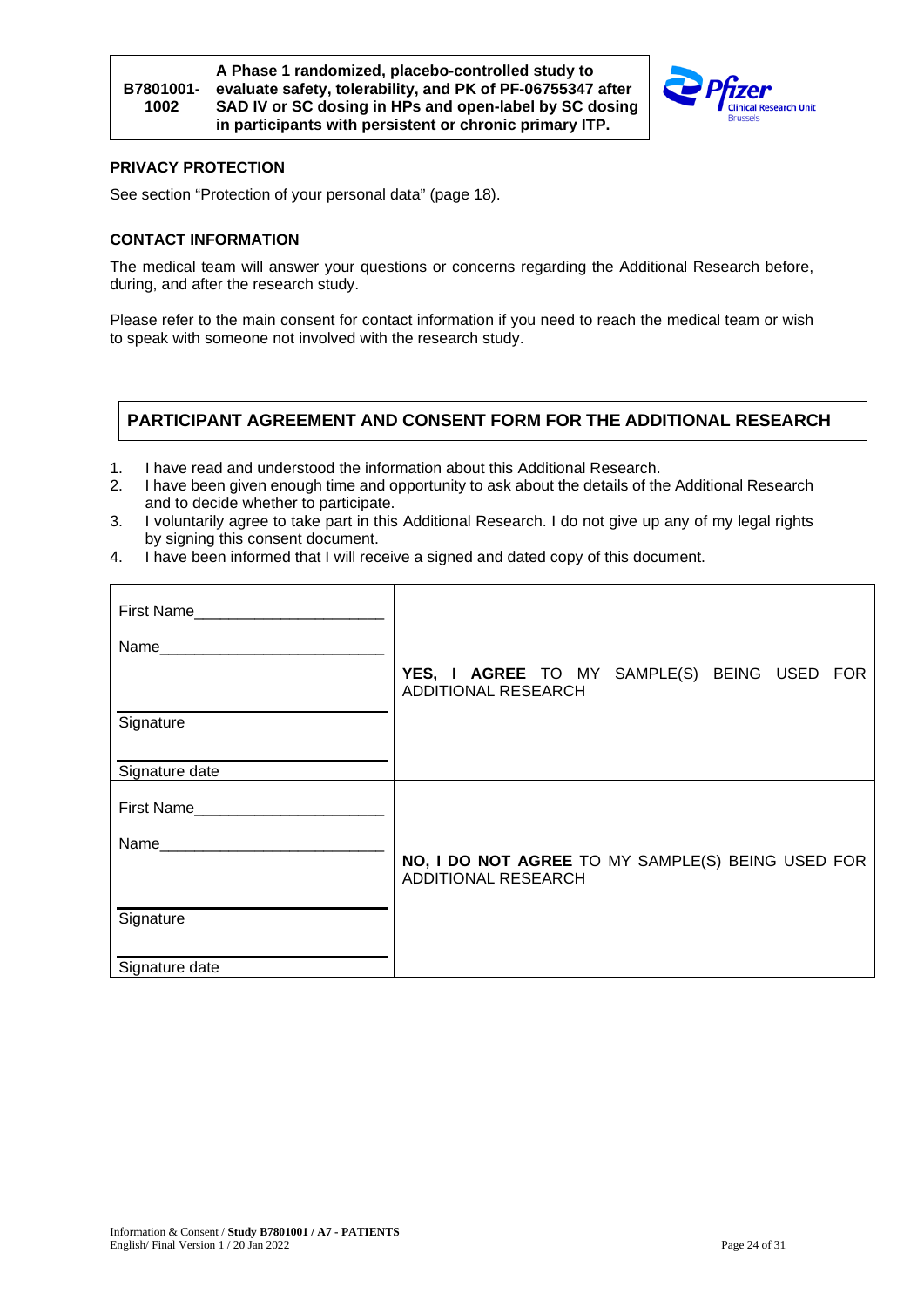## PRIVACY PROTECTION

See section "Protection of your personal data" (page 18).

## CONTACT INFORMATION

The medical team will answer your questions or concerns regarding the Additional Research before, during, and after the research study.

Please refer to the main consent for contact information if you need to reach the medical team or wish to speak with someone not involved with the research study.

## PARTICIPANT AGREEMENT AND CONSENT FORM FOR THE ADDITIONAL RESEARCH

1. I have read and understood the information about this Additional Research.
2. I have been given enough time and opportunity to ask about the details of the Additional Research and to decide whether to participate.
3. I voluntarily agree to take part in this Additional Research. I do not give up any of my legal rights by signing this consent document.
4. I have been informed that I will receive a signed and dated copy of this document.

| | |
|---|---|
| First Name_____________________<br>Name_________________________<br><br>Signature<br><br>Signature date | **YES, I AGREE** TO MY SAMPLE(S) BEING USED FOR ADDITIONAL RESEARCH |
| First Name_____________________<br>Name_________________________<br><br>Signature<br><br>Signature date | **NO, I DO NOT AGREE** TO MY SAMPLE(S) BEING USED FOR ADDITIONAL RESEARCH |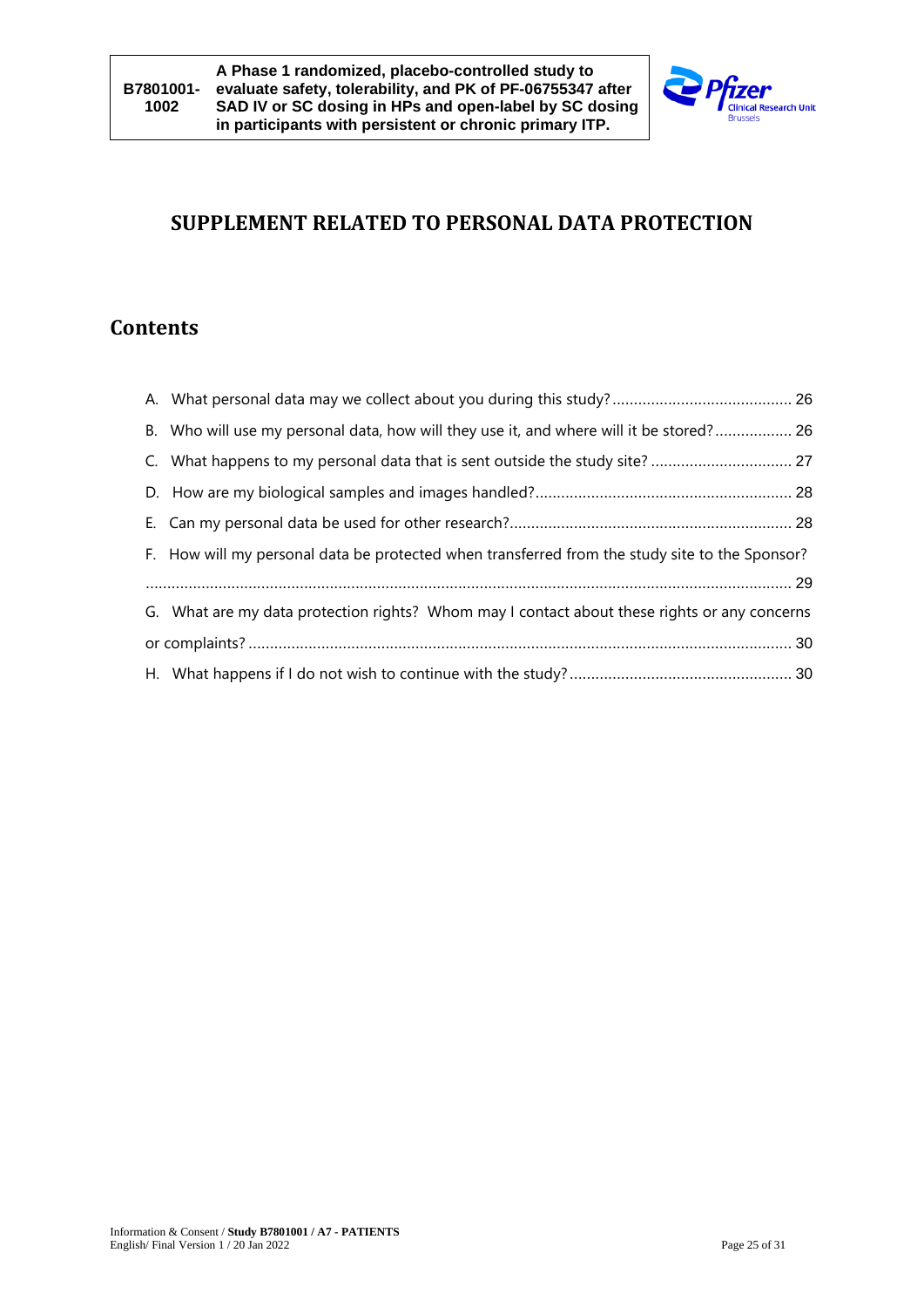# SUPPLEMENT RELATED TO PERSONAL DATA PROTECTION

## Contents

A. What personal data may we collect about you during this study? .......................................... 26

B. Who will use my personal data, how will they use it, and where will it be stored? .................. 26

C. What happens to my personal data that is sent outside the study site? ................................ 27

D. How are my biological samples and images handled? ........................................................... 28

E. Can my personal data be used for other research? ................................................................. 28

F. How will my personal data be protected when transferred from the study site to the Sponsor? ........................................................................................................................................ 29

G. What are my data protection rights? Whom may I contact about these rights or any concerns or complaints? ............................................................................................................................. 30

H. What happens if I do not wish to continue with the study? .................................................... 30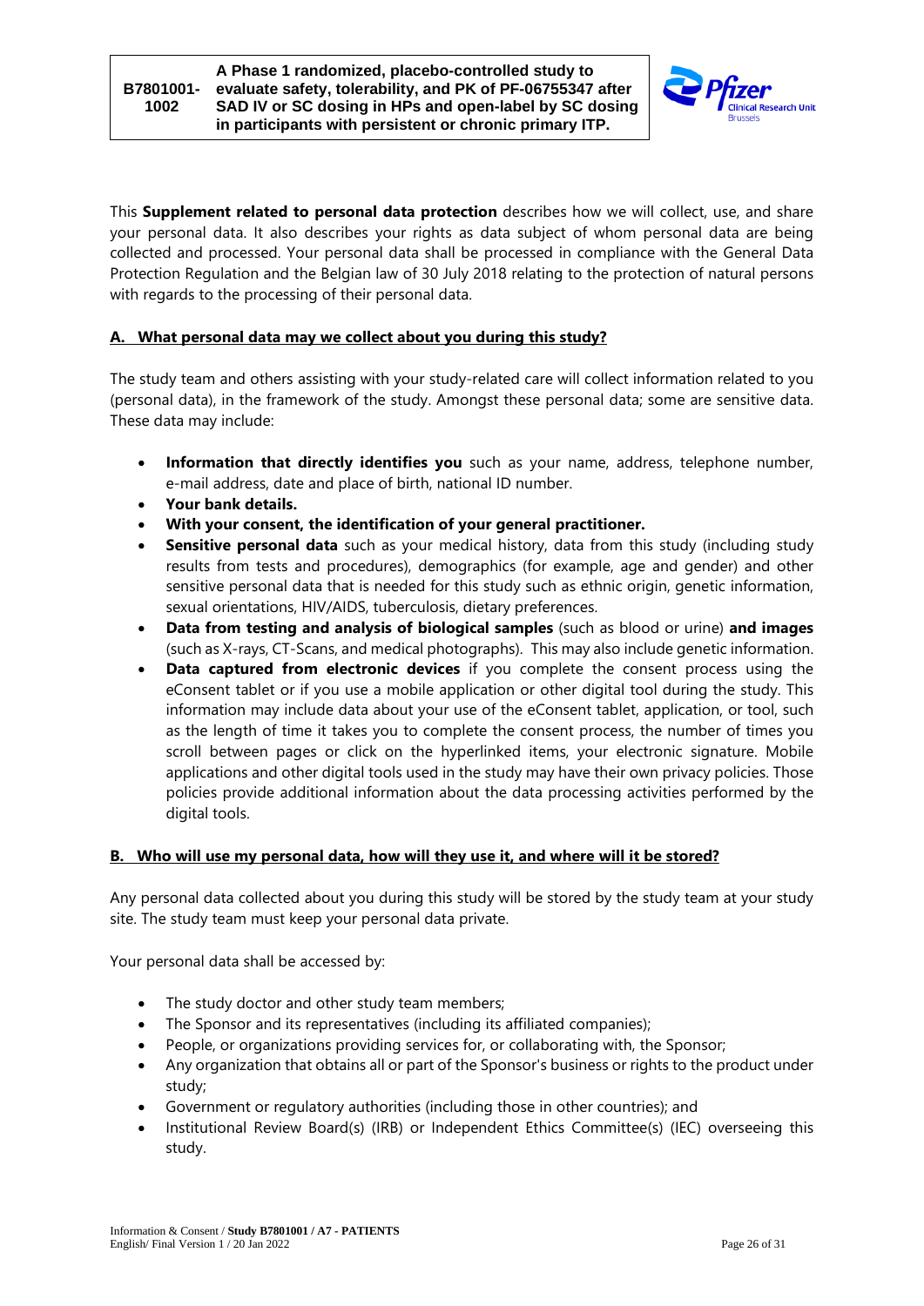This **Supplement related to personal data protection** describes how we will collect, use, and share your personal data. It also describes your rights as data subject of whom personal data are being collected and processed. Your personal data shall be processed in compliance with the General Data Protection Regulation and the Belgian law of 30 July 2018 relating to the protection of natural persons with regards to the processing of their personal data.

## A. What personal data may we collect about you during this study?

The study team and others assisting with your study-related care will collect information related to you (personal data), in the framework of the study. Amongst these personal data; some are sensitive data. These data may include:

- **Information that directly identifies you** such as your name, address, telephone number, e-mail address, date and place of birth, national ID number.
- **Your bank details.**
- **With your consent, the identification of your general practitioner.**
- **Sensitive personal data** such as your medical history, data from this study (including study results from tests and procedures), demographics (for example, age and gender) and other sensitive personal data that is needed for this study such as ethnic origin, genetic information, sexual orientations, HIV/AIDS, tuberculosis, dietary preferences.
- **Data from testing and analysis of biological samples** (such as blood or urine) **and images** (such as X-rays, CT-Scans, and medical photographs). This may also include genetic information.
- **Data captured from electronic devices** if you complete the consent process using the eConsent tablet or if you use a mobile application or other digital tool during the study. This information may include data about your use of the eConsent tablet, application, or tool, such as the length of time it takes you to complete the consent process, the number of times you scroll between pages or click on the hyperlinked items, your electronic signature. Mobile applications and other digital tools used in the study may have their own privacy policies. Those policies provide additional information about the data processing activities performed by the digital tools.

## B. Who will use my personal data, how will they use it, and where will it be stored?

Any personal data collected about you during this study will be stored by the study team at your study site. The study team must keep your personal data private.

Your personal data shall be accessed by:

- The study doctor and other study team members;
- The Sponsor and its representatives (including its affiliated companies);
- People, or organizations providing services for, or collaborating with, the Sponsor;
- Any organization that obtains all or part of the Sponsor's business or rights to the product under study;
- Government or regulatory authorities (including those in other countries); and
- Institutional Review Board(s) (IRB) or Independent Ethics Committee(s) (IEC) overseeing this study.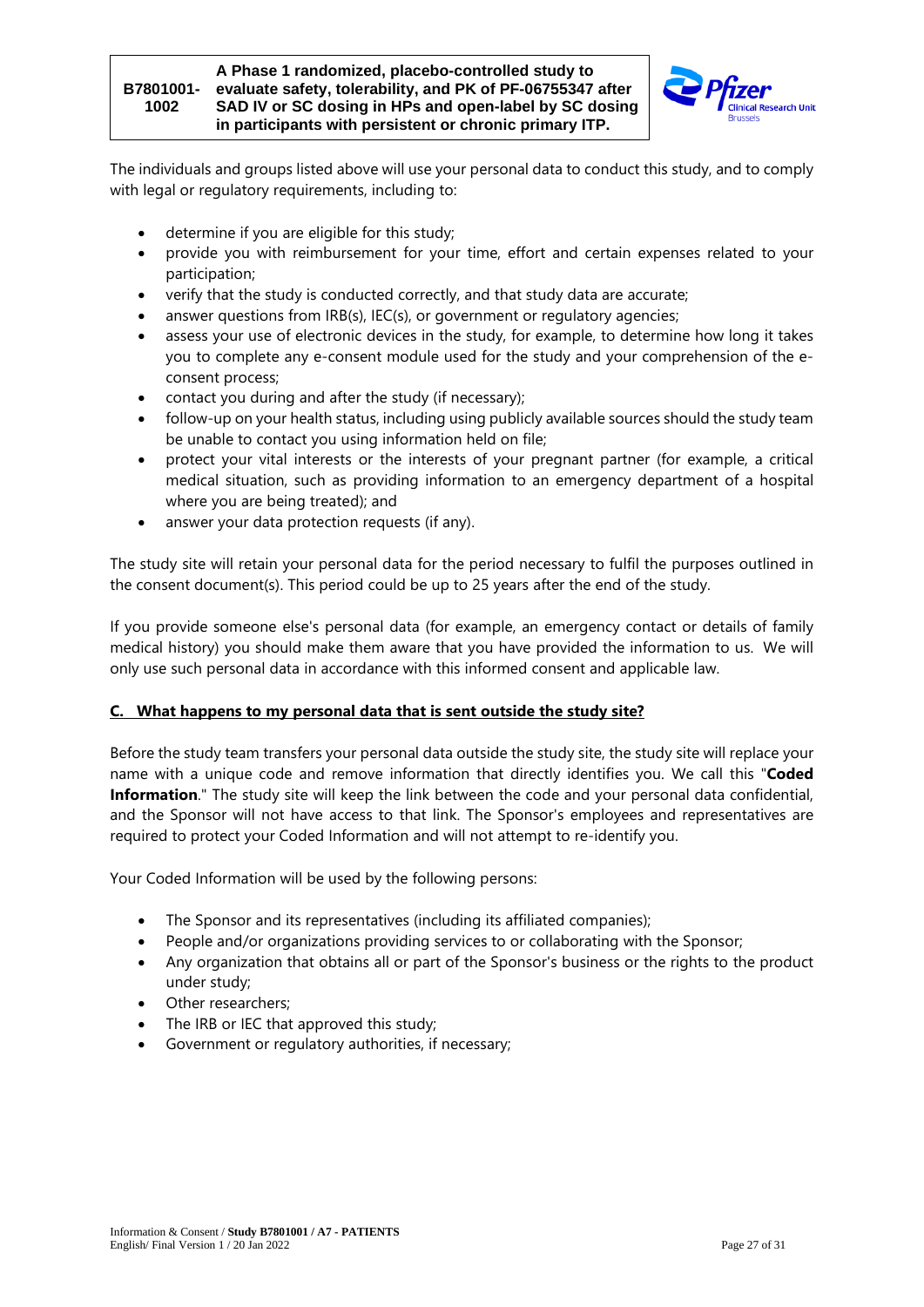The individuals and groups listed above will use your personal data to conduct this study, and to comply with legal or regulatory requirements, including to:

- determine if you are eligible for this study;
- provide you with reimbursement for your time, effort and certain expenses related to your participation;
- verify that the study is conducted correctly, and that study data are accurate;
- answer questions from IRB(s), IEC(s), or government or regulatory agencies;
- assess your use of electronic devices in the study, for example, to determine how long it takes you to complete any e-consent module used for the study and your comprehension of the e-consent process;
- contact you during and after the study (if necessary);
- follow-up on your health status, including using publicly available sources should the study team be unable to contact you using information held on file;
- protect your vital interests or the interests of your pregnant partner (for example, a critical medical situation, such as providing information to an emergency department of a hospital where you are being treated); and
- answer your data protection requests (if any).

The study site will retain your personal data for the period necessary to fulfil the purposes outlined in the consent document(s). This period could be up to 25 years after the end of the study.

If you provide someone else's personal data (for example, an emergency contact or details of family medical history) you should make them aware that you have provided the information to us. We will only use such personal data in accordance with this informed consent and applicable law.

## C. What happens to my personal data that is sent outside the study site?

Before the study team transfers your personal data outside the study site, the study site will replace your name with a unique code and remove information that directly identifies you. We call this "**Coded Information**." The study site will keep the link between the code and your personal data confidential, and the Sponsor will not have access to that link. The Sponsor's employees and representatives are required to protect your Coded Information and will not attempt to re-identify you.

Your Coded Information will be used by the following persons:

- The Sponsor and its representatives (including its affiliated companies);
- People and/or organizations providing services to or collaborating with the Sponsor;
- Any organization that obtains all or part of the Sponsor's business or the rights to the product under study;
- Other researchers;
- The IRB or IEC that approved this study;
- Government or regulatory authorities, if necessary;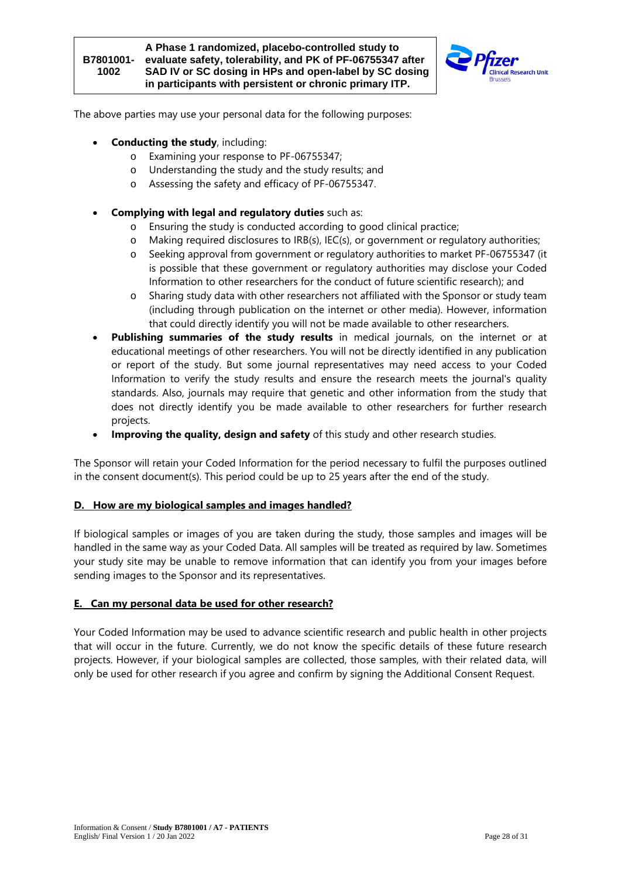The above parties may use your personal data for the following purposes:

- **Conducting the study**, including:
    - Examining your response to PF-06755347;
    - Understanding the study and the study results; and
    - Assessing the safety and efficacy of PF-06755347.
- **Complying with legal and regulatory duties** such as:
    - Ensuring the study is conducted according to good clinical practice;
    - Making required disclosures to IRB(s), IEC(s), or government or regulatory authorities;
    - Seeking approval from government or regulatory authorities to market PF-06755347 (it is possible that these government or regulatory authorities may disclose your Coded Information to other researchers for the conduct of future scientific research); and
    - Sharing study data with other researchers not affiliated with the Sponsor or study team (including through publication on the internet or other media). However, information that could directly identify you will not be made available to other researchers.
- **Publishing summaries of the study results** in medical journals, on the internet or at educational meetings of other researchers. You will not be directly identified in any publication or report of the study. But some journal representatives may need access to your Coded Information to verify the study results and ensure the research meets the journal's quality standards. Also, journals may require that genetic and other information from the study that does not directly identify you be made available to other researchers for further research projects.
- **Improving the quality, design and safety** of this study and other research studies.

The Sponsor will retain your Coded Information for the period necessary to fulfil the purposes outlined in the consent document(s). This period could be up to 25 years after the end of the study.

## D. How are my biological samples and images handled?

If biological samples or images of you are taken during the study, those samples and images will be handled in the same way as your Coded Data. All samples will be treated as required by law. Sometimes your study site may be unable to remove information that can identify you from your images before sending images to the Sponsor and its representatives.

## E. Can my personal data be used for other research?

Your Coded Information may be used to advance scientific research and public health in other projects that will occur in the future. Currently, we do not know the specific details of these future research projects. However, if your biological samples are collected, those samples, with their related data, will only be used for other research if you agree and confirm by signing the Additional Consent Request.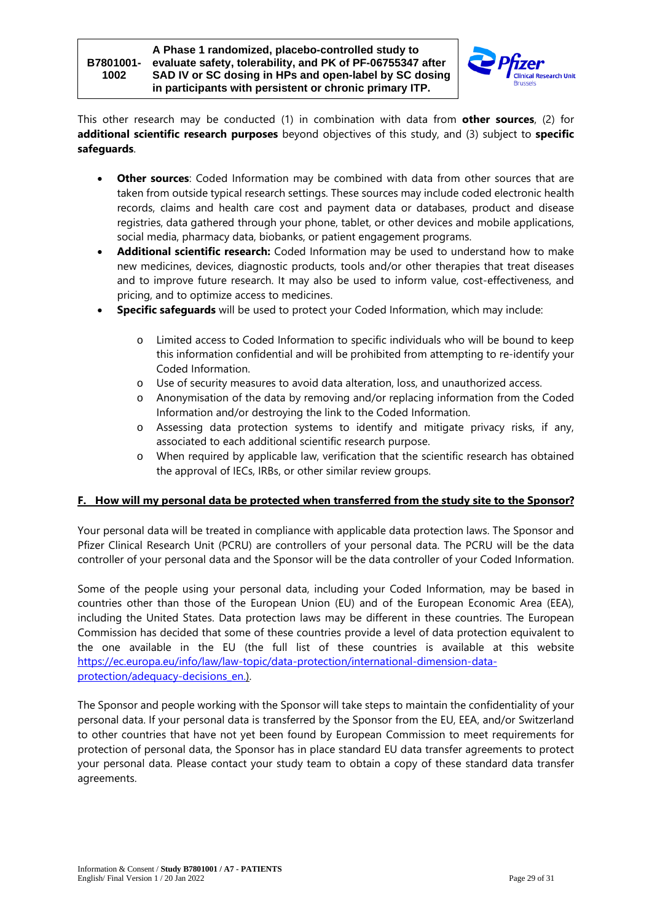This other research may be conducted (1) in combination with data from **other sources**, (2) for **additional scientific research purposes** beyond objectives of this study, and (3) subject to **specific safeguards**.

- **Other sources**: Coded Information may be combined with data from other sources that are taken from outside typical research settings. These sources may include coded electronic health records, claims and health care cost and payment data or databases, product and disease registries, data gathered through your phone, tablet, or other devices and mobile applications, social media, pharmacy data, biobanks, or patient engagement programs.
- **Additional scientific research:** Coded Information may be used to understand how to make new medicines, devices, diagnostic products, tools and/or other therapies that treat diseases and to improve future research. It may also be used to inform value, cost-effectiveness, and pricing, and to optimize access to medicines.
- **Specific safeguards** will be used to protect your Coded Information, which may include:
    - Limited access to Coded Information to specific individuals who will be bound to keep this information confidential and will be prohibited from attempting to re-identify your Coded Information.
    - Use of security measures to avoid data alteration, loss, and unauthorized access.
    - Anonymisation of the data by removing and/or replacing information from the Coded Information and/or destroying the link to the Coded Information.
    - Assessing data protection systems to identify and mitigate privacy risks, if any, associated to each additional scientific research purpose.
    - When required by applicable law, verification that the scientific research has obtained the approval of IECs, IRBs, or other similar review groups.

## F. How will my personal data be protected when transferred from the study site to the Sponsor?

Your personal data will be treated in compliance with applicable data protection laws. The Sponsor and Pfizer Clinical Research Unit (PCRU) are controllers of your personal data. The PCRU will be the data controller of your personal data and the Sponsor will be the data controller of your Coded Information.

Some of the people using your personal data, including your Coded Information, may be based in countries other than those of the European Union (EU) and of the European Economic Area (EEA), including the United States. Data protection laws may be different in these countries. The European Commission has decided that some of these countries provide a level of data protection equivalent to the one available in the EU (the full list of these countries is available at this website https://ec.europa.eu/info/law/law-topic/data-protection/international-dimension-data-protection/adequacy-decisions_en.).

The Sponsor and people working with the Sponsor will take steps to maintain the confidentiality of your personal data. If your personal data is transferred by the Sponsor from the EU, EEA, and/or Switzerland to other countries that have not yet been found by European Commission to meet requirements for protection of personal data, the Sponsor has in place standard EU data transfer agreements to protect your personal data. Please contact your study team to obtain a copy of these standard data transfer agreements.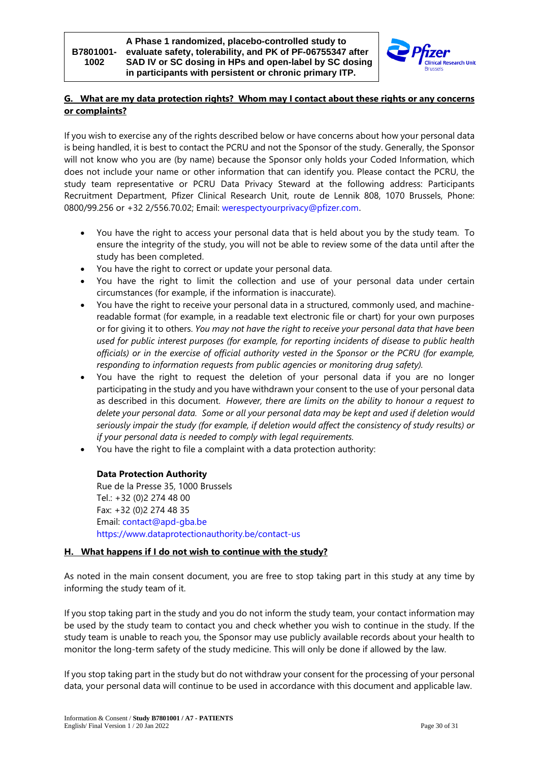## G. What are my data protection rights? Whom may I contact about these rights or any concerns or complaints?

If you wish to exercise any of the rights described below or have concerns about how your personal data is being handled, it is best to contact the PCRU and not the Sponsor of the study. Generally, the Sponsor will not know who you are (by name) because the Sponsor only holds your Coded Information, which does not include your name or other information that can identify you. Please contact the PCRU, the study team representative or PCRU Data Privacy Steward at the following address: Participants Recruitment Department, Pfizer Clinical Research Unit, route de Lennik 808, 1070 Brussels, Phone: 0800/99.256 or +32 2/556.70.02; Email: werespectyourprivacy@pfizer.com.

- You have the right to access your personal data that is held about you by the study team. To ensure the integrity of the study, you will not be able to review some of the data until after the study has been completed.
- You have the right to correct or update your personal data.
- You have the right to limit the collection and use of your personal data under certain circumstances (for example, if the information is inaccurate).
- You have the right to receive your personal data in a structured, commonly used, and machine-readable format (for example, in a readable text electronic file or chart) for your own purposes or for giving it to others. *You may not have the right to receive your personal data that have been used for public interest purposes (for example, for reporting incidents of disease to public health officials) or in the exercise of official authority vested in the Sponsor or the PCRU (for example, responding to information requests from public agencies or monitoring drug safety).*
- You have the right to request the deletion of your personal data if you are no longer participating in the study and you have withdrawn your consent to the use of your personal data as described in this document. *However, there are limits on the ability to honour a request to delete your personal data. Some or all your personal data may be kept and used if deletion would seriously impair the study (for example, if deletion would affect the consistency of study results) or if your personal data is needed to comply with legal requirements.*
- You have the right to file a complaint with a data protection authority:

  **Data Protection Authority**
  Rue de la Presse 35, 1000 Brussels
  Tel.: +32 (0)2 274 48 00
  Fax: +32 (0)2 274 48 35
  Email: contact@apd-gba.be
  https://www.dataprotectionauthority.be/contact-us

## H. What happens if I do not wish to continue with the study?

As noted in the main consent document, you are free to stop taking part in this study at any time by informing the study team of it.

If you stop taking part in the study and you do not inform the study team, your contact information may be used by the study team to contact you and check whether you wish to continue in the study. If the study team is unable to reach you, the Sponsor may use publicly available records about your health to monitor the long-term safety of the study medicine. This will only be done if allowed by the law.

If you stop taking part in the study but do not withdraw your consent for the processing of your personal data, your personal data will continue to be used in accordance with this document and applicable law.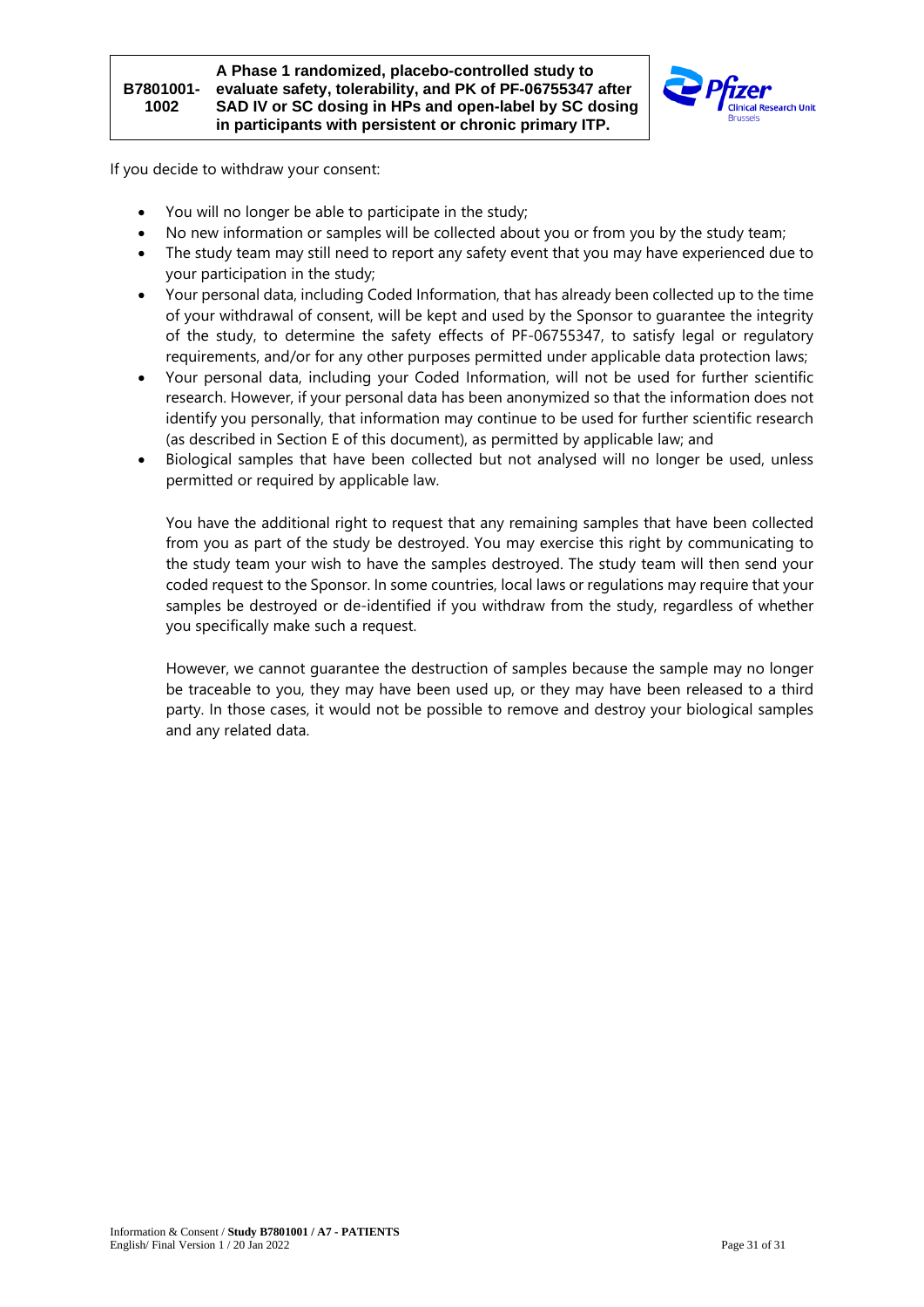If you decide to withdraw your consent:

- You will no longer be able to participate in the study;
- No new information or samples will be collected about you or from you by the study team;
- The study team may still need to report any safety event that you may have experienced due to your participation in the study;
- Your personal data, including Coded Information, that has already been collected up to the time of your withdrawal of consent, will be kept and used by the Sponsor to guarantee the integrity of the study, to determine the safety effects of PF-06755347, to satisfy legal or regulatory requirements, and/or for any other purposes permitted under applicable data protection laws;
- Your personal data, including your Coded Information, will not be used for further scientific research. However, if your personal data has been anonymized so that the information does not identify you personally, that information may continue to be used for further scientific research (as described in Section E of this document), as permitted by applicable law; and
- Biological samples that have been collected but not analysed will no longer be used, unless permitted or required by applicable law.

  You have the additional right to request that any remaining samples that have been collected from you as part of the study be destroyed. You may exercise this right by communicating to the study team your wish to have the samples destroyed. The study team will then send your coded request to the Sponsor. In some countries, local laws or regulations may require that your samples be destroyed or de-identified if you withdraw from the study, regardless of whether you specifically make such a request.

  However, we cannot guarantee the destruction of samples because the sample may no longer be traceable to you, they may have been used up, or they may have been released to a third party. In those cases, it would not be possible to remove and destroy your biological samples and any related data.